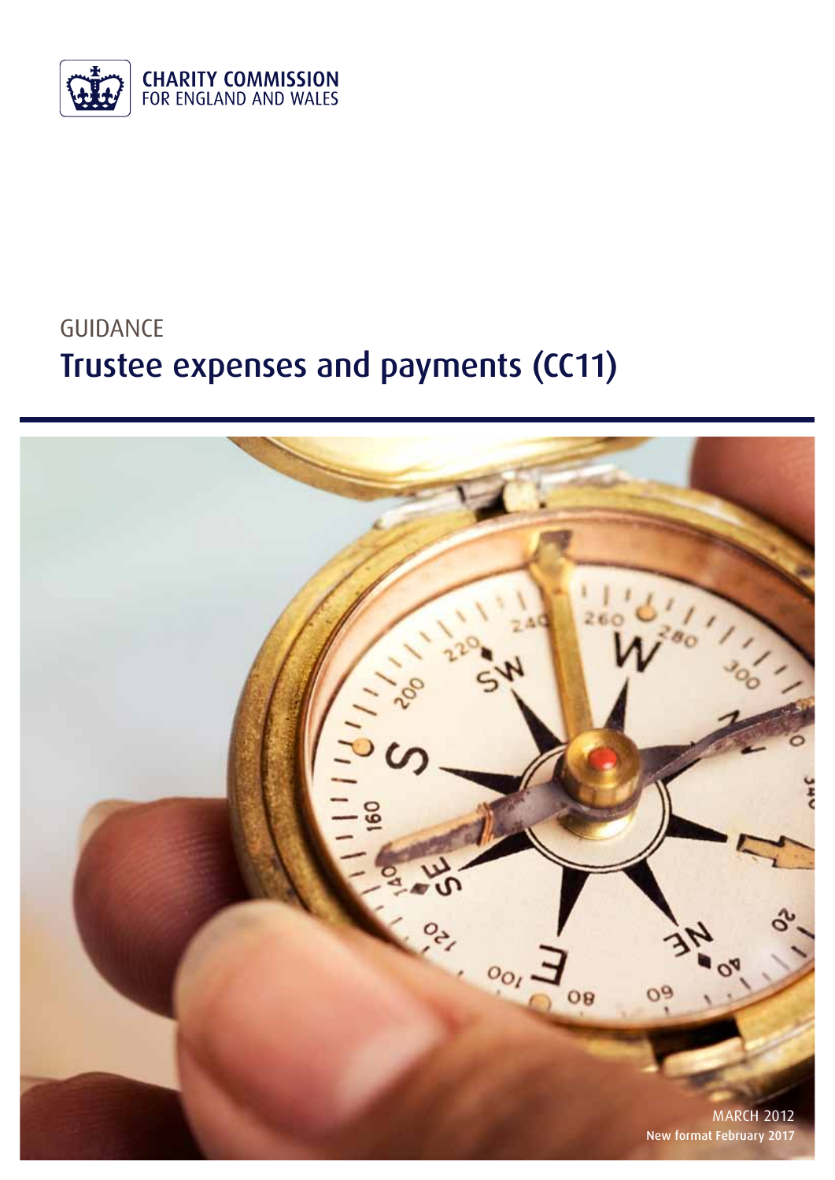CHARITY COMMISSION
FOR ENGLAND AND WALES

GUIDANCE

# Trustee expenses and payments (CC11)

MARCH 2012
New format February 2017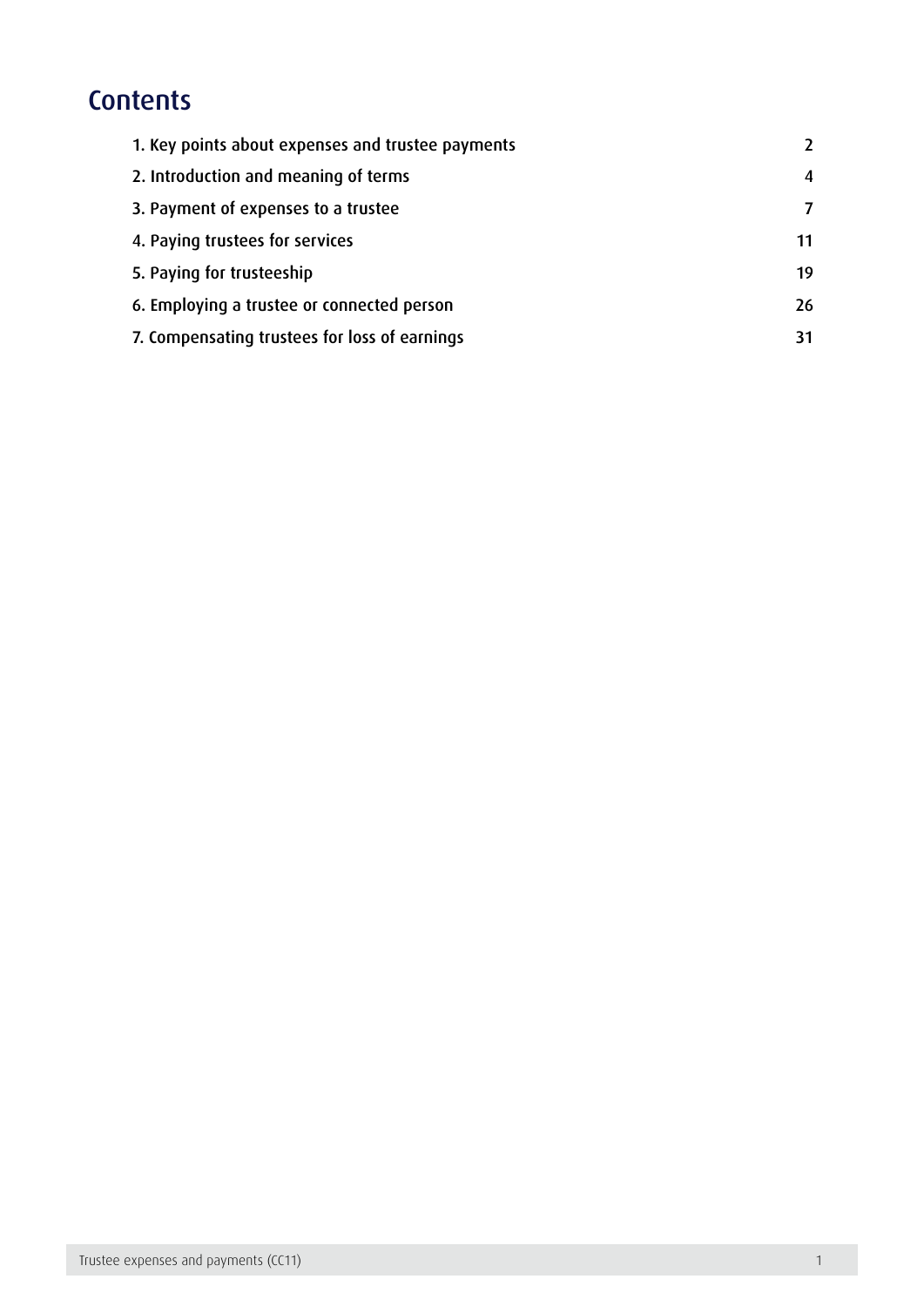# Contents

| | |
|---|---|
| 1. Key points about expenses and trustee payments | 2 |
| 2. Introduction and meaning of terms | 4 |
| 3. Payment of expenses to a trustee | 7 |
| 4. Paying trustees for services | 11 |
| 5. Paying for trusteeship | 19 |
| 6. Employing a trustee or connected person | 26 |
| 7. Compensating trustees for loss of earnings | 31 |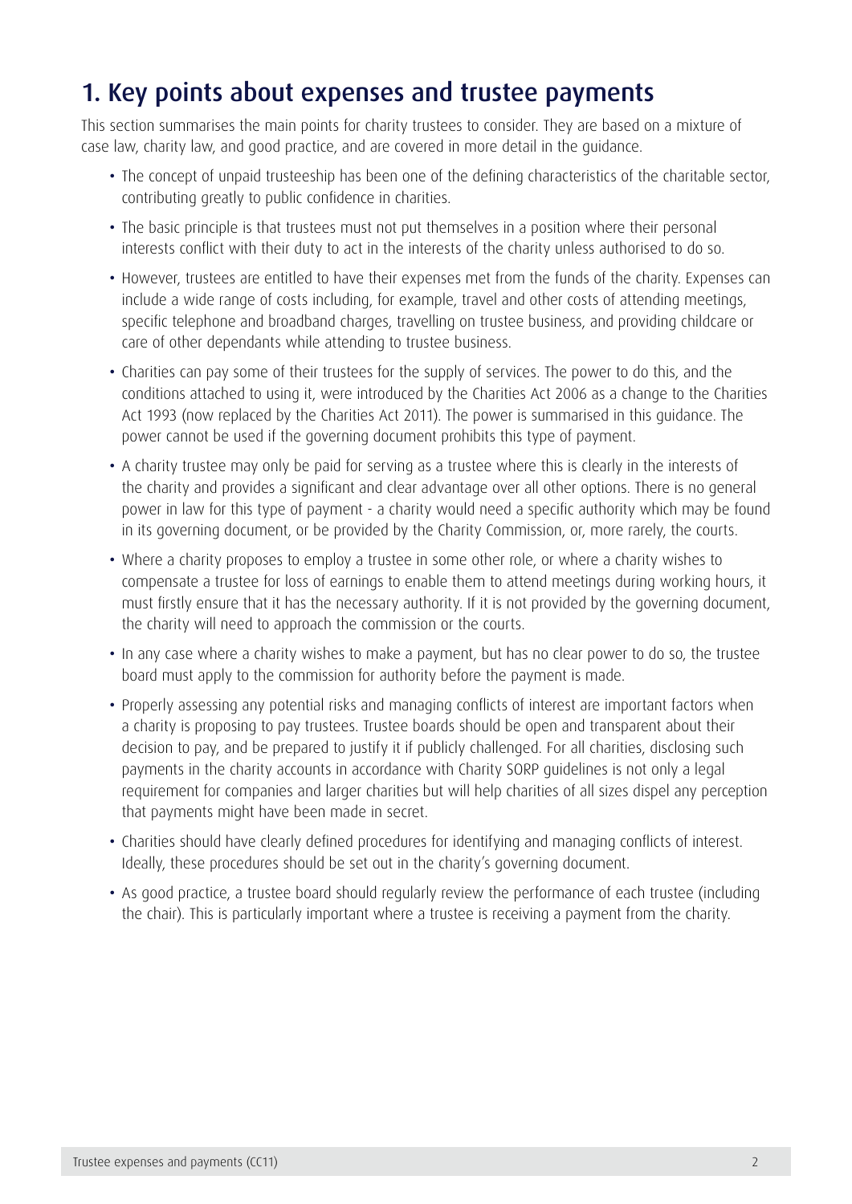## 1. Key points about expenses and trustee payments

This section summarises the main points for charity trustees to consider. They are based on a mixture of case law, charity law, and good practice, and are covered in more detail in the guidance.

- The concept of unpaid trusteeship has been one of the defining characteristics of the charitable sector, contributing greatly to public confidence in charities.
- The basic principle is that trustees must not put themselves in a position where their personal interests conflict with their duty to act in the interests of the charity unless authorised to do so.
- However, trustees are entitled to have their expenses met from the funds of the charity. Expenses can include a wide range of costs including, for example, travel and other costs of attending meetings, specific telephone and broadband charges, travelling on trustee business, and providing childcare or care of other dependants while attending to trustee business.
- Charities can pay some of their trustees for the supply of services. The power to do this, and the conditions attached to using it, were introduced by the Charities Act 2006 as a change to the Charities Act 1993 (now replaced by the Charities Act 2011). The power is summarised in this guidance. The power cannot be used if the governing document prohibits this type of payment.
- A charity trustee may only be paid for serving as a trustee where this is clearly in the interests of the charity and provides a significant and clear advantage over all other options. There is no general power in law for this type of payment - a charity would need a specific authority which may be found in its governing document, or be provided by the Charity Commission, or, more rarely, the courts.
- Where a charity proposes to employ a trustee in some other role, or where a charity wishes to compensate a trustee for loss of earnings to enable them to attend meetings during working hours, it must firstly ensure that it has the necessary authority. If it is not provided by the governing document, the charity will need to approach the commission or the courts.
- In any case where a charity wishes to make a payment, but has no clear power to do so, the trustee board must apply to the commission for authority before the payment is made.
- Properly assessing any potential risks and managing conflicts of interest are important factors when a charity is proposing to pay trustees. Trustee boards should be open and transparent about their decision to pay, and be prepared to justify it if publicly challenged. For all charities, disclosing such payments in the charity accounts in accordance with Charity SORP guidelines is not only a legal requirement for companies and larger charities but will help charities of all sizes dispel any perception that payments might have been made in secret.
- Charities should have clearly defined procedures for identifying and managing conflicts of interest. Ideally, these procedures should be set out in the charity's governing document.
- As good practice, a trustee board should regularly review the performance of each trustee (including the chair). This is particularly important where a trustee is receiving a payment from the charity.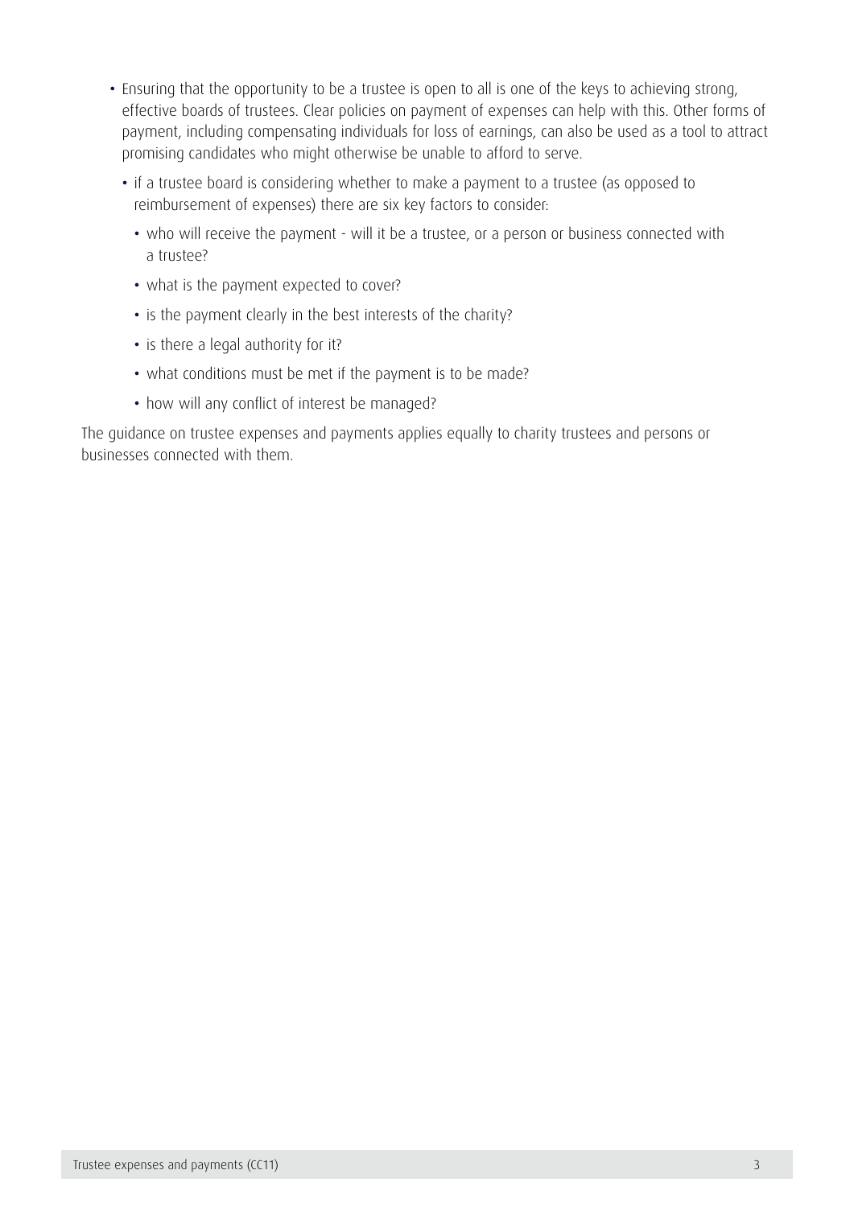- Ensuring that the opportunity to be a trustee is open to all is one of the keys to achieving strong, effective boards of trustees. Clear policies on payment of expenses can help with this. Other forms of payment, including compensating individuals for loss of earnings, can also be used as a tool to attract promising candidates who might otherwise be unable to afford to serve.
  - if a trustee board is considering whether to make a payment to a trustee (as opposed to reimbursement of expenses) there are six key factors to consider:
    - who will receive the payment - will it be a trustee, or a person or business connected with a trustee?
    - what is the payment expected to cover?
    - is the payment clearly in the best interests of the charity?
    - is there a legal authority for it?
    - what conditions must be met if the payment is to be made?
    - how will any conflict of interest be managed?

The guidance on trustee expenses and payments applies equally to charity trustees and persons or businesses connected with them.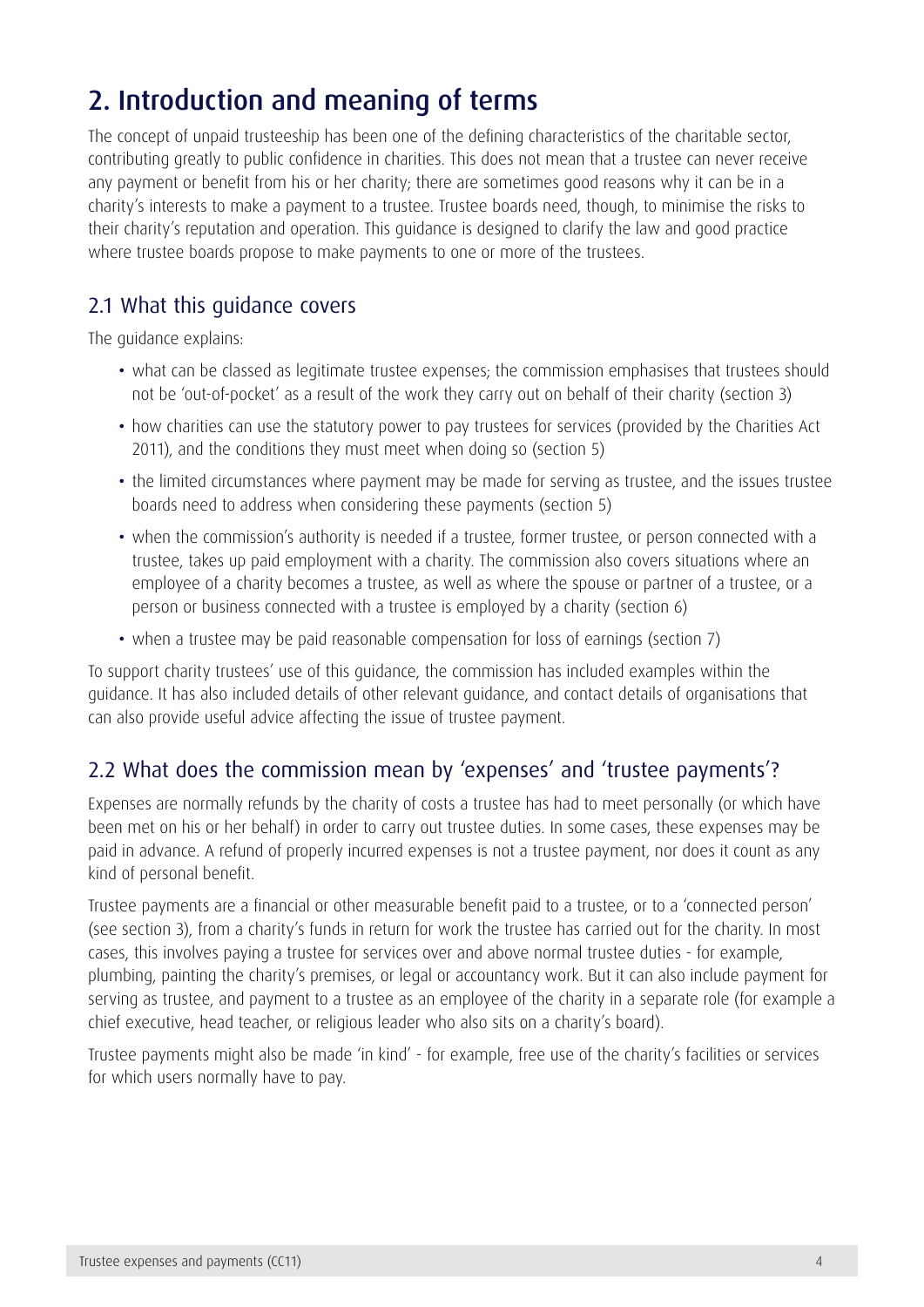# 2. Introduction and meaning of terms

The concept of unpaid trusteeship has been one of the defining characteristics of the charitable sector, contributing greatly to public confidence in charities. This does not mean that a trustee can never receive any payment or benefit from his or her charity; there are sometimes good reasons why it can be in a charity's interests to make a payment to a trustee. Trustee boards need, though, to minimise the risks to their charity's reputation and operation. This guidance is designed to clarify the law and good practice where trustee boards propose to make payments to one or more of the trustees.

## 2.1 What this guidance covers

The guidance explains:

- what can be classed as legitimate trustee expenses; the commission emphasises that trustees should not be 'out-of-pocket' as a result of the work they carry out on behalf of their charity (section 3)
- how charities can use the statutory power to pay trustees for services (provided by the Charities Act 2011), and the conditions they must meet when doing so (section 5)
- the limited circumstances where payment may be made for serving as trustee, and the issues trustee boards need to address when considering these payments (section 5)
- when the commission's authority is needed if a trustee, former trustee, or person connected with a trustee, takes up paid employment with a charity. The commission also covers situations where an employee of a charity becomes a trustee, as well as where the spouse or partner of a trustee, or a person or business connected with a trustee is employed by a charity (section 6)
- when a trustee may be paid reasonable compensation for loss of earnings (section 7)

To support charity trustees' use of this guidance, the commission has included examples within the guidance. It has also included details of other relevant guidance, and contact details of organisations that can also provide useful advice affecting the issue of trustee payment.

## 2.2 What does the commission mean by 'expenses' and 'trustee payments'?

Expenses are normally refunds by the charity of costs a trustee has had to meet personally (or which have been met on his or her behalf) in order to carry out trustee duties. In some cases, these expenses may be paid in advance. A refund of properly incurred expenses is not a trustee payment, nor does it count as any kind of personal benefit.

Trustee payments are a financial or other measurable benefit paid to a trustee, or to a 'connected person' (see section 3), from a charity's funds in return for work the trustee has carried out for the charity. In most cases, this involves paying a trustee for services over and above normal trustee duties - for example, plumbing, painting the charity's premises, or legal or accountancy work. But it can also include payment for serving as trustee, and payment to a trustee as an employee of the charity in a separate role (for example a chief executive, head teacher, or religious leader who also sits on a charity's board).

Trustee payments might also be made 'in kind' - for example, free use of the charity's facilities or services for which users normally have to pay.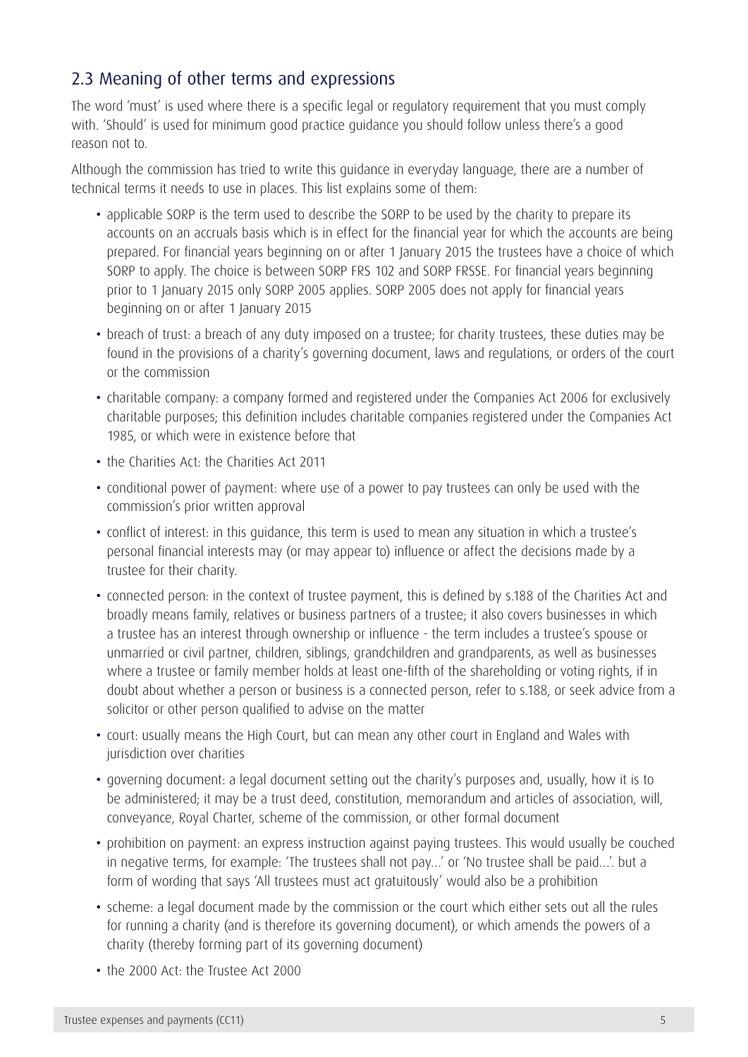## 2.3 Meaning of other terms and expressions

The word 'must' is used where there is a specific legal or regulatory requirement that you must comply with. 'Should' is used for minimum good practice guidance you should follow unless there's a good reason not to.

Although the commission has tried to write this guidance in everyday language, there are a number of technical terms it needs to use in places. This list explains some of them:

- applicable SORP is the term used to describe the SORP to be used by the charity to prepare its accounts on an accruals basis which is in effect for the financial year for which the accounts are being prepared. For financial years beginning on or after 1 January 2015 the trustees have a choice of which SORP to apply. The choice is between SORP FRS 102 and SORP FRSSE. For financial years beginning prior to 1 January 2015 only SORP 2005 applies. SORP 2005 does not apply for financial years beginning on or after 1 January 2015
- breach of trust: a breach of any duty imposed on a trustee; for charity trustees, these duties may be found in the provisions of a charity's governing document, laws and regulations, or orders of the court or the commission
- charitable company: a company formed and registered under the Companies Act 2006 for exclusively charitable purposes; this definition includes charitable companies registered under the Companies Act 1985, or which were in existence before that
- the Charities Act: the Charities Act 2011
- conditional power of payment: where use of a power to pay trustees can only be used with the commission's prior written approval
- conflict of interest: in this guidance, this term is used to mean any situation in which a trustee's personal financial interests may (or may appear to) influence or affect the decisions made by a trustee for their charity.
- connected person: in the context of trustee payment, this is defined by s.188 of the Charities Act and broadly means family, relatives or business partners of a trustee; it also covers businesses in which a trustee has an interest through ownership or influence - the term includes a trustee's spouse or unmarried or civil partner, children, siblings, grandchildren and grandparents, as well as businesses where a trustee or family member holds at least one-fifth of the shareholding or voting rights, if in doubt about whether a person or business is a connected person, refer to s.188, or seek advice from a solicitor or other person qualified to advise on the matter
- court: usually means the High Court, but can mean any other court in England and Wales with jurisdiction over charities
- governing document: a legal document setting out the charity's purposes and, usually, how it is to be administered; it may be a trust deed, constitution, memorandum and articles of association, will, conveyance, Royal Charter, scheme of the commission, or other formal document
- prohibition on payment: an express instruction against paying trustees. This would usually be couched in negative terms, for example: 'The trustees shall not pay...' or 'No trustee shall be paid...'. but a form of wording that says 'All trustees must act gratuitously' would also be a prohibition
- scheme: a legal document made by the commission or the court which either sets out all the rules for running a charity (and is therefore its governing document), or which amends the powers of a charity (thereby forming part of its governing document)
- the 2000 Act: the Trustee Act 2000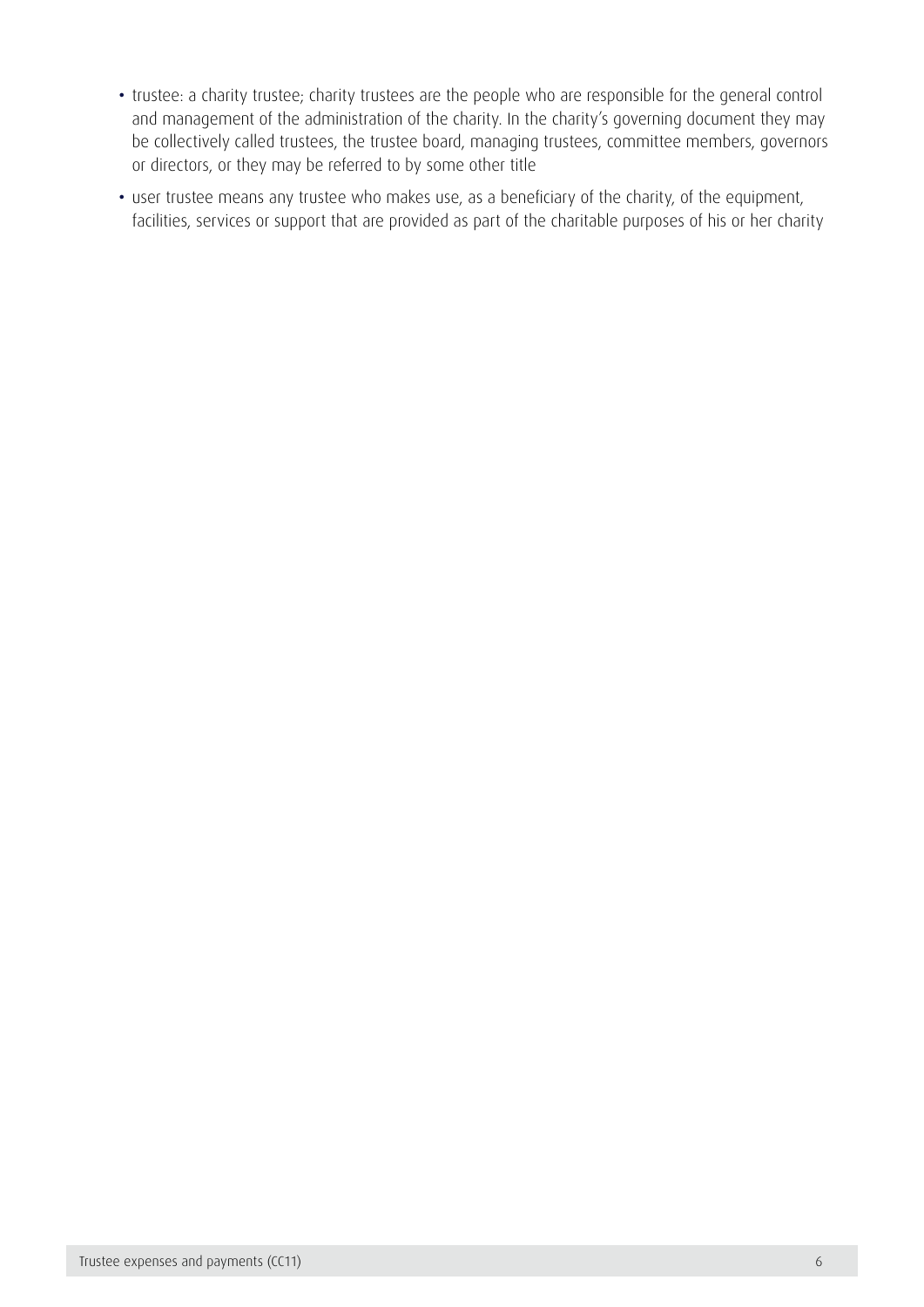- trustee: a charity trustee; charity trustees are the people who are responsible for the general control and management of the administration of the charity. In the charity's governing document they may be collectively called trustees, the trustee board, managing trustees, committee members, governors or directors, or they may be referred to by some other title
- user trustee means any trustee who makes use, as a beneficiary of the charity, of the equipment, facilities, services or support that are provided as part of the charitable purposes of his or her charity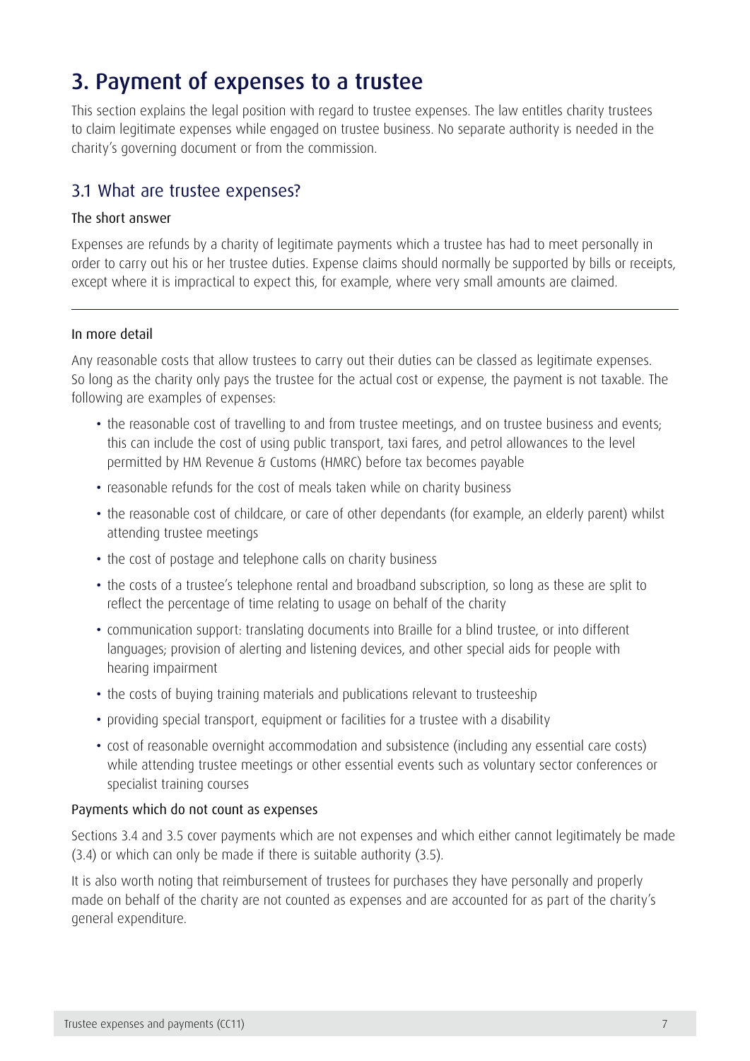# 3. Payment of expenses to a trustee

This section explains the legal position with regard to trustee expenses. The law entitles charity trustees to claim legitimate expenses while engaged on trustee business. No separate authority is needed in the charity's governing document or from the commission.

## 3.1 What are trustee expenses?

### The short answer

Expenses are refunds by a charity of legitimate payments which a trustee has had to meet personally in order to carry out his or her trustee duties. Expense claims should normally be supported by bills or receipts, except where it is impractical to expect this, for example, where very small amounts are claimed.

---

### In more detail

Any reasonable costs that allow trustees to carry out their duties can be classed as legitimate expenses. So long as the charity only pays the trustee for the actual cost or expense, the payment is not taxable. The following are examples of expenses:

- the reasonable cost of travelling to and from trustee meetings, and on trustee business and events; this can include the cost of using public transport, taxi fares, and petrol allowances to the level permitted by HM Revenue & Customs (HMRC) before tax becomes payable
- reasonable refunds for the cost of meals taken while on charity business
- the reasonable cost of childcare, or care of other dependants (for example, an elderly parent) whilst attending trustee meetings
- the cost of postage and telephone calls on charity business
- the costs of a trustee's telephone rental and broadband subscription, so long as these are split to reflect the percentage of time relating to usage on behalf of the charity
- communication support: translating documents into Braille for a blind trustee, or into different languages; provision of alerting and listening devices, and other special aids for people with hearing impairment
- the costs of buying training materials and publications relevant to trusteeship
- providing special transport, equipment or facilities for a trustee with a disability
- cost of reasonable overnight accommodation and subsistence (including any essential care costs) while attending trustee meetings or other essential events such as voluntary sector conferences or specialist training courses

### Payments which do not count as expenses

Sections 3.4 and 3.5 cover payments which are not expenses and which either cannot legitimately be made (3.4) or which can only be made if there is suitable authority (3.5).

It is also worth noting that reimbursement of trustees for purchases they have personally and properly made on behalf of the charity are not counted as expenses and are accounted for as part of the charity's general expenditure.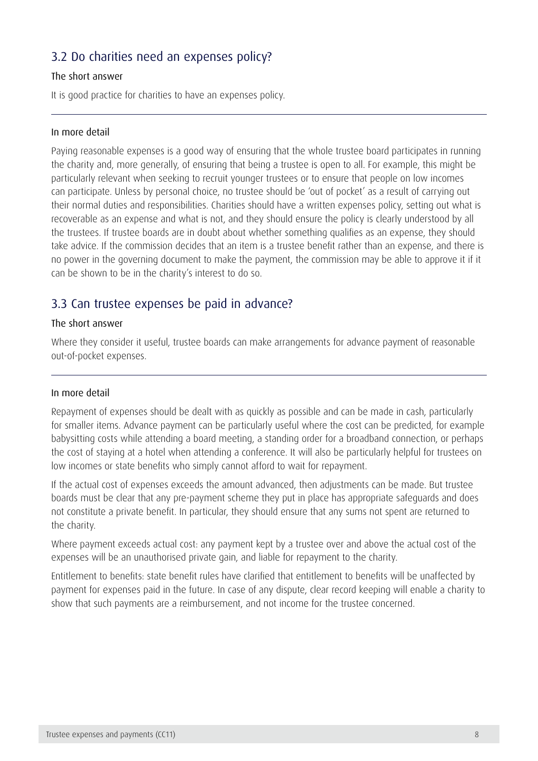## 3.2 Do charities need an expenses policy?

### The short answer

It is good practice for charities to have an expenses policy.

---

### In more detail

Paying reasonable expenses is a good way of ensuring that the whole trustee board participates in running the charity and, more generally, of ensuring that being a trustee is open to all. For example, this might be particularly relevant when seeking to recruit younger trustees or to ensure that people on low incomes can participate. Unless by personal choice, no trustee should be 'out of pocket' as a result of carrying out their normal duties and responsibilities. Charities should have a written expenses policy, setting out what is recoverable as an expense and what is not, and they should ensure the policy is clearly understood by all the trustees. If trustee boards are in doubt about whether something qualifies as an expense, they should take advice. If the commission decides that an item is a trustee benefit rather than an expense, and there is no power in the governing document to make the payment, the commission may be able to approve it if it can be shown to be in the charity's interest to do so.

## 3.3 Can trustee expenses be paid in advance?

### The short answer

Where they consider it useful, trustee boards can make arrangements for advance payment of reasonable out-of-pocket expenses.

---

### In more detail

Repayment of expenses should be dealt with as quickly as possible and can be made in cash, particularly for smaller items. Advance payment can be particularly useful where the cost can be predicted, for example babysitting costs while attending a board meeting, a standing order for a broadband connection, or perhaps the cost of staying at a hotel when attending a conference. It will also be particularly helpful for trustees on low incomes or state benefits who simply cannot afford to wait for repayment.

If the actual cost of expenses exceeds the amount advanced, then adjustments can be made. But trustee boards must be clear that any pre-payment scheme they put in place has appropriate safeguards and does not constitute a private benefit. In particular, they should ensure that any sums not spent are returned to the charity.

Where payment exceeds actual cost: any payment kept by a trustee over and above the actual cost of the expenses will be an unauthorised private gain, and liable for repayment to the charity.

Entitlement to benefits: state benefit rules have clarified that entitlement to benefits will be unaffected by payment for expenses paid in the future. In case of any dispute, clear record keeping will enable a charity to show that such payments are a reimbursement, and not income for the trustee concerned.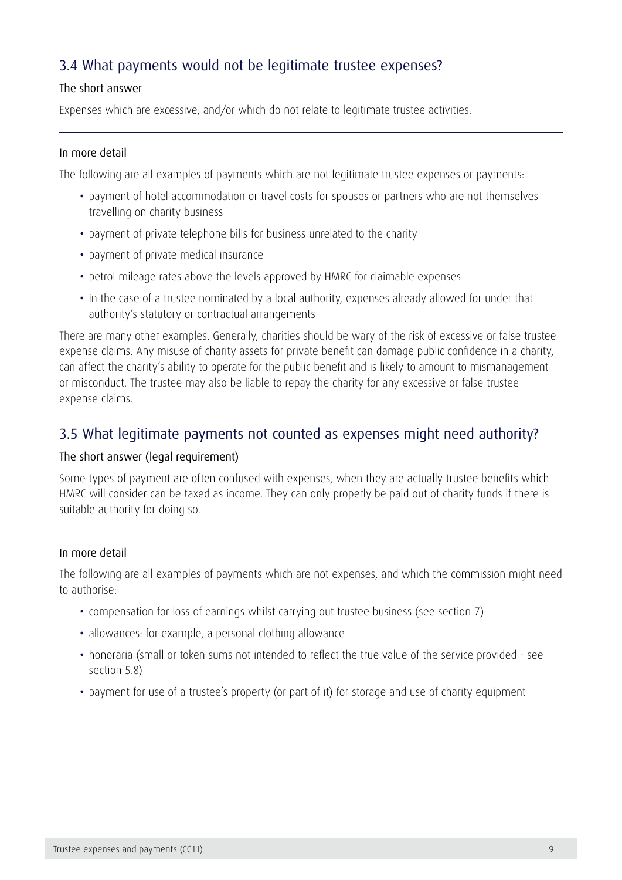## 3.4 What payments would not be legitimate trustee expenses?

### The short answer

Expenses which are excessive, and/or which do not relate to legitimate trustee activities.

---

### In more detail

The following are all examples of payments which are not legitimate trustee expenses or payments:

- payment of hotel accommodation or travel costs for spouses or partners who are not themselves travelling on charity business
- payment of private telephone bills for business unrelated to the charity
- payment of private medical insurance
- petrol mileage rates above the levels approved by HMRC for claimable expenses
- in the case of a trustee nominated by a local authority, expenses already allowed for under that authority's statutory or contractual arrangements

There are many other examples. Generally, charities should be wary of the risk of excessive or false trustee expense claims. Any misuse of charity assets for private benefit can damage public confidence in a charity, can affect the charity's ability to operate for the public benefit and is likely to amount to mismanagement or misconduct. The trustee may also be liable to repay the charity for any excessive or false trustee expense claims.

## 3.5 What legitimate payments not counted as expenses might need authority?

### The short answer (legal requirement)

Some types of payment are often confused with expenses, when they are actually trustee benefits which HMRC will consider can be taxed as income. They can only properly be paid out of charity funds if there is suitable authority for doing so.

---

### In more detail

The following are all examples of payments which are not expenses, and which the commission might need to authorise:

- compensation for loss of earnings whilst carrying out trustee business (see section 7)
- allowances: for example, a personal clothing allowance
- honoraria (small or token sums not intended to reflect the true value of the service provided - see section 5.8)
- payment for use of a trustee's property (or part of it) for storage and use of charity equipment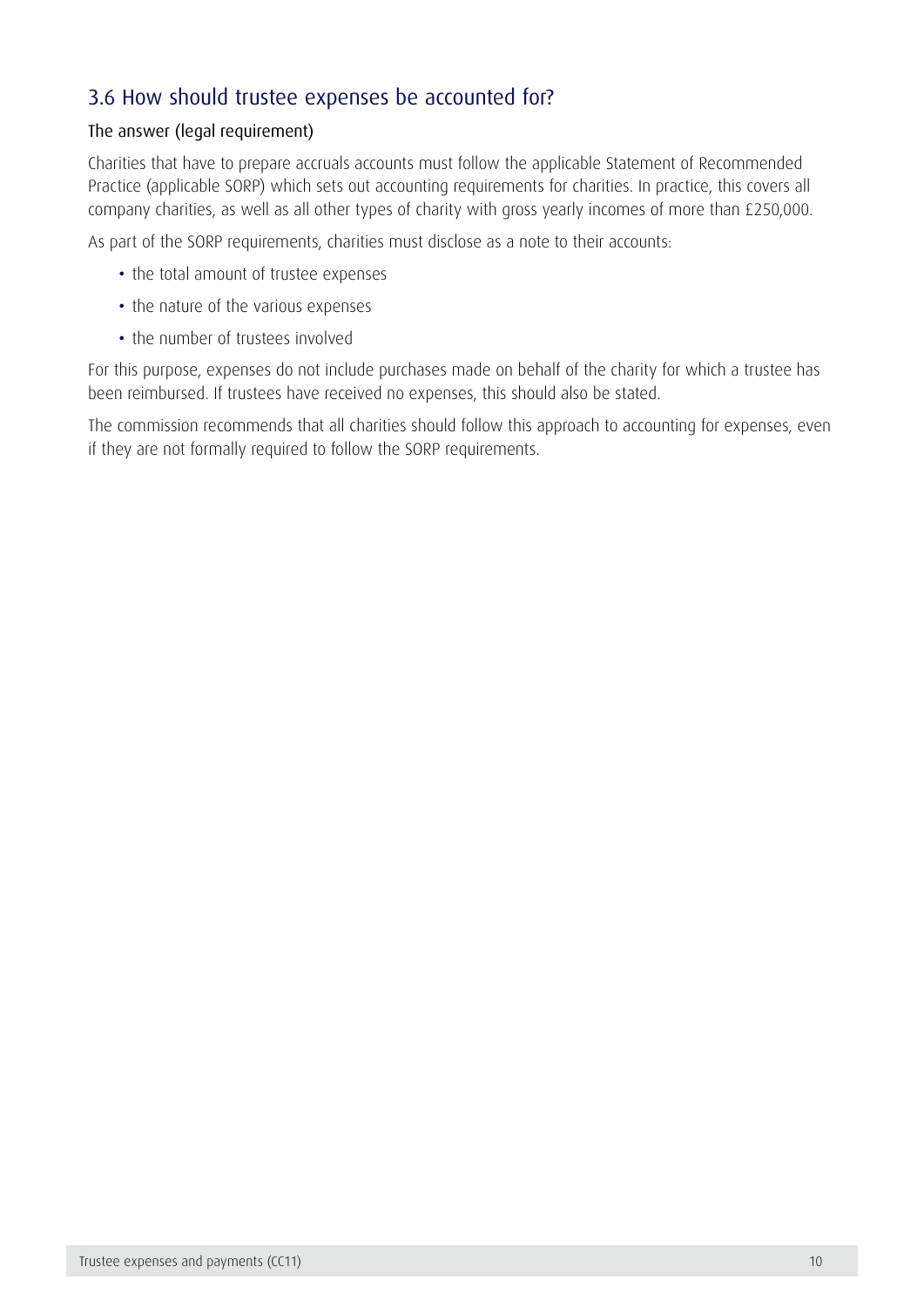## 3.6 How should trustee expenses be accounted for?

### The answer (legal requirement)

Charities that have to prepare accruals accounts must follow the applicable Statement of Recommended Practice (applicable SORP) which sets out accounting requirements for charities. In practice, this covers all company charities, as well as all other types of charity with gross yearly incomes of more than £250,000.

As part of the SORP requirements, charities must disclose as a note to their accounts:

- the total amount of trustee expenses
- the nature of the various expenses
- the number of trustees involved

For this purpose, expenses do not include purchases made on behalf of the charity for which a trustee has been reimbursed. If trustees have received no expenses, this should also be stated.

The commission recommends that all charities should follow this approach to accounting for expenses, even if they are not formally required to follow the SORP requirements.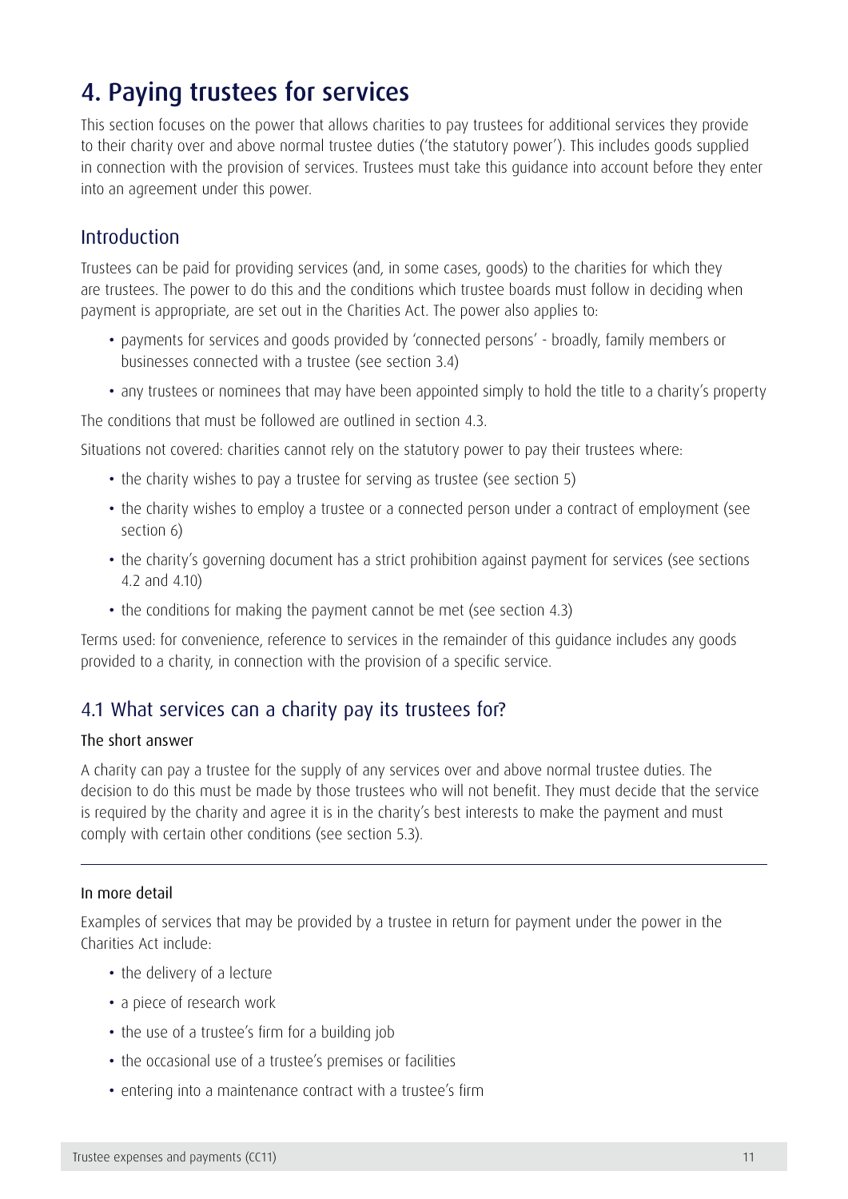# 4. Paying trustees for services

This section focuses on the power that allows charities to pay trustees for additional services they provide to their charity over and above normal trustee duties ('the statutory power'). This includes goods supplied in connection with the provision of services. Trustees must take this guidance into account before they enter into an agreement under this power.

## Introduction

Trustees can be paid for providing services (and, in some cases, goods) to the charities for which they are trustees. The power to do this and the conditions which trustee boards must follow in deciding when payment is appropriate, are set out in the Charities Act. The power also applies to:

- payments for services and goods provided by 'connected persons' - broadly, family members or businesses connected with a trustee (see section 3.4)
- any trustees or nominees that may have been appointed simply to hold the title to a charity's property

The conditions that must be followed are outlined in section 4.3.

Situations not covered: charities cannot rely on the statutory power to pay their trustees where:

- the charity wishes to pay a trustee for serving as trustee (see section 5)
- the charity wishes to employ a trustee or a connected person under a contract of employment (see section 6)
- the charity's governing document has a strict prohibition against payment for services (see sections 4.2 and 4.10)
- the conditions for making the payment cannot be met (see section 4.3)

Terms used: for convenience, reference to services in the remainder of this guidance includes any goods provided to a charity, in connection with the provision of a specific service.

## 4.1 What services can a charity pay its trustees for?

### The short answer

A charity can pay a trustee for the supply of any services over and above normal trustee duties. The decision to do this must be made by those trustees who will not benefit. They must decide that the service is required by the charity and agree it is in the charity's best interests to make the payment and must comply with certain other conditions (see section 5.3).

---

### In more detail

Examples of services that may be provided by a trustee in return for payment under the power in the Charities Act include:

- the delivery of a lecture
- a piece of research work
- the use of a trustee's firm for a building job
- the occasional use of a trustee's premises or facilities
- entering into a maintenance contract with a trustee's firm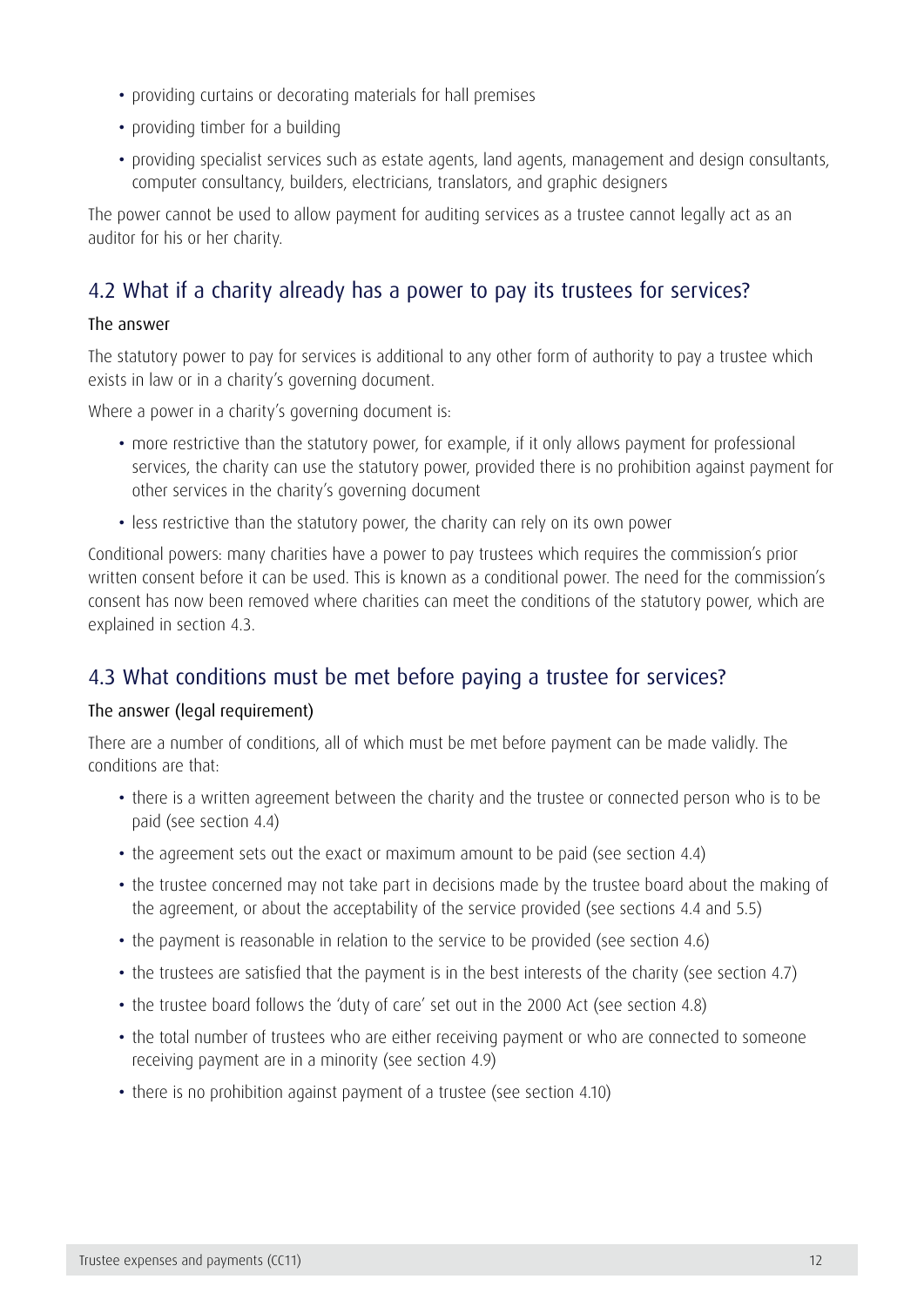- providing curtains or decorating materials for hall premises
- providing timber for a building
- providing specialist services such as estate agents, land agents, management and design consultants, computer consultancy, builders, electricians, translators, and graphic designers

The power cannot be used to allow payment for auditing services as a trustee cannot legally act as an auditor for his or her charity.

## 4.2 What if a charity already has a power to pay its trustees for services?

### The answer

The statutory power to pay for services is additional to any other form of authority to pay a trustee which exists in law or in a charity's governing document.

Where a power in a charity's governing document is:

- more restrictive than the statutory power, for example, if it only allows payment for professional services, the charity can use the statutory power, provided there is no prohibition against payment for other services in the charity's governing document
- less restrictive than the statutory power, the charity can rely on its own power

Conditional powers: many charities have a power to pay trustees which requires the commission's prior written consent before it can be used. This is known as a conditional power. The need for the commission's consent has now been removed where charities can meet the conditions of the statutory power, which are explained in section 4.3.

## 4.3 What conditions must be met before paying a trustee for services?

### The answer (legal requirement)

There are a number of conditions, all of which must be met before payment can be made validly. The conditions are that:

- there is a written agreement between the charity and the trustee or connected person who is to be paid (see section 4.4)
- the agreement sets out the exact or maximum amount to be paid (see section 4.4)
- the trustee concerned may not take part in decisions made by the trustee board about the making of the agreement, or about the acceptability of the service provided (see sections 4.4 and 5.5)
- the payment is reasonable in relation to the service to be provided (see section 4.6)
- the trustees are satisfied that the payment is in the best interests of the charity (see section 4.7)
- the trustee board follows the 'duty of care' set out in the 2000 Act (see section 4.8)
- the total number of trustees who are either receiving payment or who are connected to someone receiving payment are in a minority (see section 4.9)
- there is no prohibition against payment of a trustee (see section 4.10)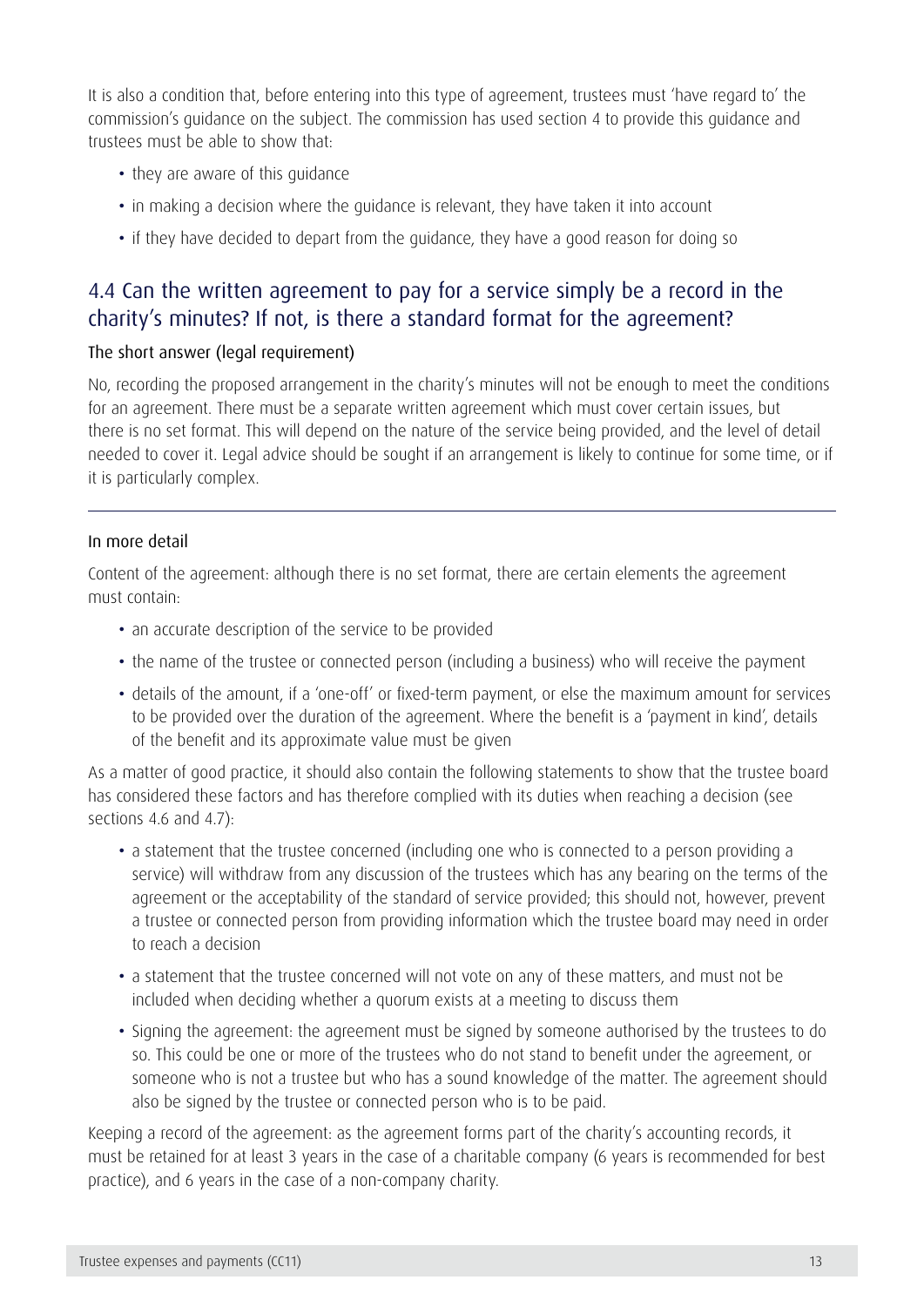It is also a condition that, before entering into this type of agreement, trustees must 'have regard to' the commission's guidance on the subject. The commission has used section 4 to provide this guidance and trustees must be able to show that:

- they are aware of this guidance
- in making a decision where the guidance is relevant, they have taken it into account
- if they have decided to depart from the guidance, they have a good reason for doing so

## 4.4 Can the written agreement to pay for a service simply be a record in the charity's minutes? If not, is there a standard format for the agreement?

### The short answer (legal requirement)

No, recording the proposed arrangement in the charity's minutes will not be enough to meet the conditions for an agreement. There must be a separate written agreement which must cover certain issues, but there is no set format. This will depend on the nature of the service being provided, and the level of detail needed to cover it. Legal advice should be sought if an arrangement is likely to continue for some time, or if it is particularly complex.

---

### In more detail

Content of the agreement: although there is no set format, there are certain elements the agreement must contain:

- an accurate description of the service to be provided
- the name of the trustee or connected person (including a business) who will receive the payment
- details of the amount, if a 'one-off' or fixed-term payment, or else the maximum amount for services to be provided over the duration of the agreement. Where the benefit is a 'payment in kind', details of the benefit and its approximate value must be given

As a matter of good practice, it should also contain the following statements to show that the trustee board has considered these factors and has therefore complied with its duties when reaching a decision (see sections 4.6 and 4.7):

- a statement that the trustee concerned (including one who is connected to a person providing a service) will withdraw from any discussion of the trustees which has any bearing on the terms of the agreement or the acceptability of the standard of service provided; this should not, however, prevent a trustee or connected person from providing information which the trustee board may need in order to reach a decision
- a statement that the trustee concerned will not vote on any of these matters, and must not be included when deciding whether a quorum exists at a meeting to discuss them
- Signing the agreement: the agreement must be signed by someone authorised by the trustees to do so. This could be one or more of the trustees who do not stand to benefit under the agreement, or someone who is not a trustee but who has a sound knowledge of the matter. The agreement should also be signed by the trustee or connected person who is to be paid.

Keeping a record of the agreement: as the agreement forms part of the charity's accounting records, it must be retained for at least 3 years in the case of a charitable company (6 years is recommended for best practice), and 6 years in the case of a non-company charity.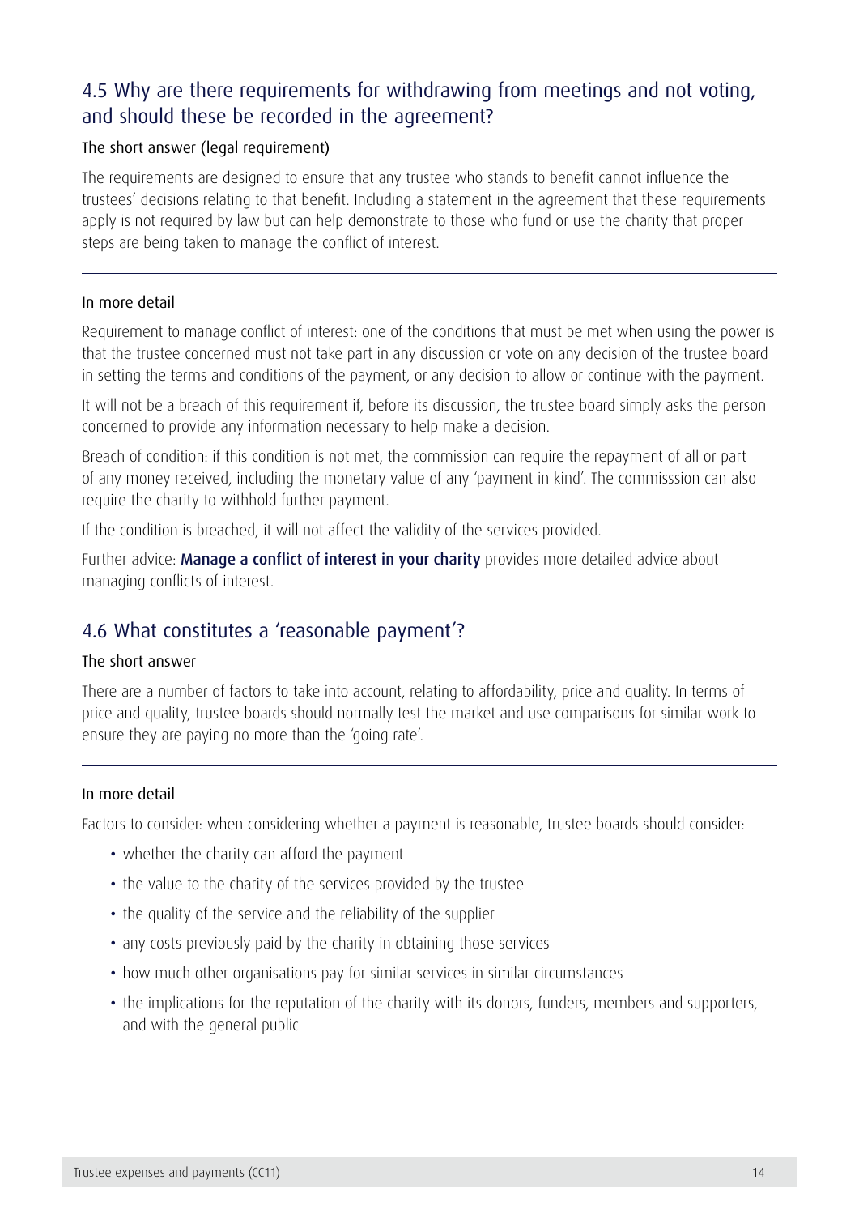## 4.5 Why are there requirements for withdrawing from meetings and not voting, and should these be recorded in the agreement?

### The short answer (legal requirement)

The requirements are designed to ensure that any trustee who stands to benefit cannot influence the trustees' decisions relating to that benefit. Including a statement in the agreement that these requirements apply is not required by law but can help demonstrate to those who fund or use the charity that proper steps are being taken to manage the conflict of interest.

---

### In more detail

Requirement to manage conflict of interest: one of the conditions that must be met when using the power is that the trustee concerned must not take part in any discussion or vote on any decision of the trustee board in setting the terms and conditions of the payment, or any decision to allow or continue with the payment.

It will not be a breach of this requirement if, before its discussion, the trustee board simply asks the person concerned to provide any information necessary to help make a decision.

Breach of condition: if this condition is not met, the commission can require the repayment of all or part of any money received, including the monetary value of any 'payment in kind'. The commisssion can also require the charity to withhold further payment.

If the condition is breached, it will not affect the validity of the services provided.

Further advice: **Manage a conflict of interest in your charity** provides more detailed advice about managing conflicts of interest.

## 4.6 What constitutes a 'reasonable payment'?

### The short answer

There are a number of factors to take into account, relating to affordability, price and quality. In terms of price and quality, trustee boards should normally test the market and use comparisons for similar work to ensure they are paying no more than the 'going rate'.

---

### In more detail

Factors to consider: when considering whether a payment is reasonable, trustee boards should consider:

- whether the charity can afford the payment
- the value to the charity of the services provided by the trustee
- the quality of the service and the reliability of the supplier
- any costs previously paid by the charity in obtaining those services
- how much other organisations pay for similar services in similar circumstances
- the implications for the reputation of the charity with its donors, funders, members and supporters, and with the general public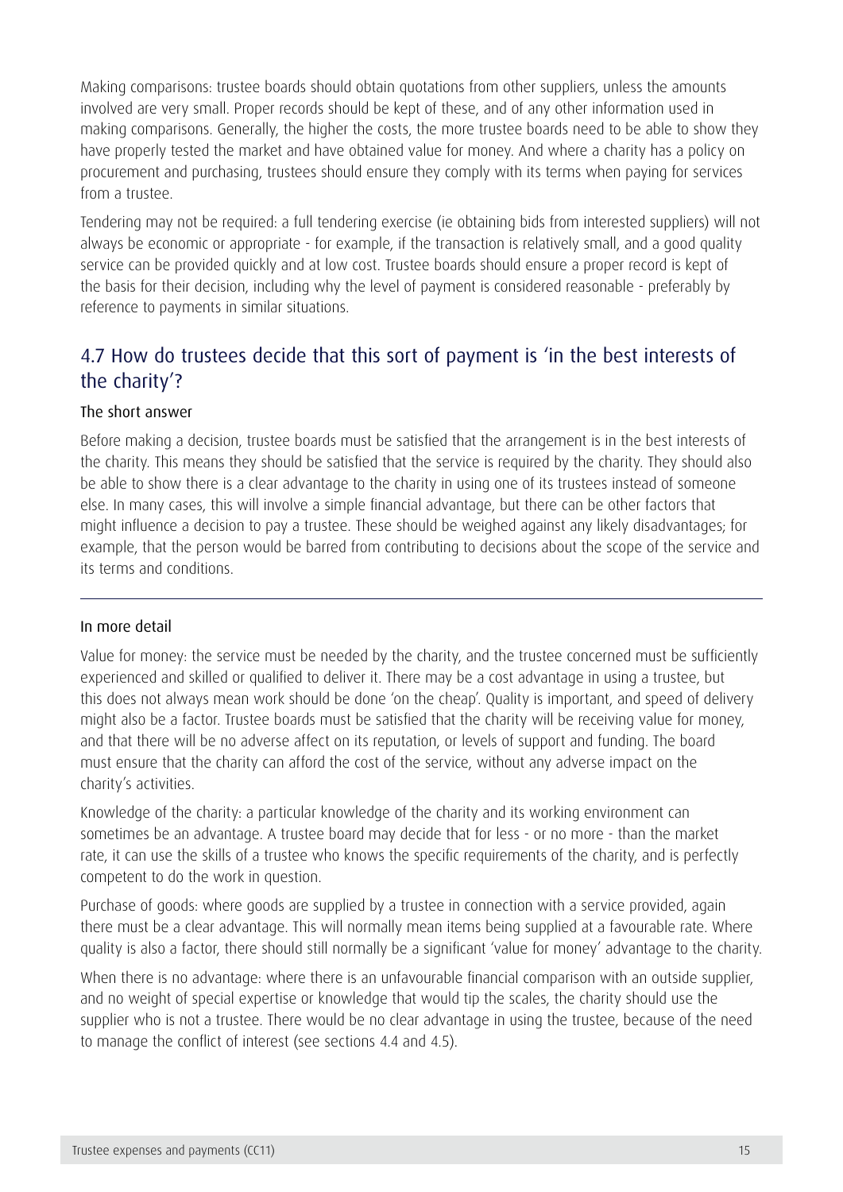Making comparisons: trustee boards should obtain quotations from other suppliers, unless the amounts involved are very small. Proper records should be kept of these, and of any other information used in making comparisons. Generally, the higher the costs, the more trustee boards need to be able to show they have properly tested the market and have obtained value for money. And where a charity has a policy on procurement and purchasing, trustees should ensure they comply with its terms when paying for services from a trustee.

Tendering may not be required: a full tendering exercise (ie obtaining bids from interested suppliers) will not always be economic or appropriate - for example, if the transaction is relatively small, and a good quality service can be provided quickly and at low cost. Trustee boards should ensure a proper record is kept of the basis for their decision, including why the level of payment is considered reasonable - preferably by reference to payments in similar situations.

## 4.7 How do trustees decide that this sort of payment is 'in the best interests of the charity'?

### The short answer

Before making a decision, trustee boards must be satisfied that the arrangement is in the best interests of the charity. This means they should be satisfied that the service is required by the charity. They should also be able to show there is a clear advantage to the charity in using one of its trustees instead of someone else. In many cases, this will involve a simple financial advantage, but there can be other factors that might influence a decision to pay a trustee. These should be weighed against any likely disadvantages; for example, that the person would be barred from contributing to decisions about the scope of the service and its terms and conditions.

---

### In more detail

Value for money: the service must be needed by the charity, and the trustee concerned must be sufficiently experienced and skilled or qualified to deliver it. There may be a cost advantage in using a trustee, but this does not always mean work should be done 'on the cheap'. Quality is important, and speed of delivery might also be a factor. Trustee boards must be satisfied that the charity will be receiving value for money, and that there will be no adverse affect on its reputation, or levels of support and funding. The board must ensure that the charity can afford the cost of the service, without any adverse impact on the charity's activities.

Knowledge of the charity: a particular knowledge of the charity and its working environment can sometimes be an advantage. A trustee board may decide that for less - or no more - than the market rate, it can use the skills of a trustee who knows the specific requirements of the charity, and is perfectly competent to do the work in question.

Purchase of goods: where goods are supplied by a trustee in connection with a service provided, again there must be a clear advantage. This will normally mean items being supplied at a favourable rate. Where quality is also a factor, there should still normally be a significant 'value for money' advantage to the charity.

When there is no advantage: where there is an unfavourable financial comparison with an outside supplier, and no weight of special expertise or knowledge that would tip the scales, the charity should use the supplier who is not a trustee. There would be no clear advantage in using the trustee, because of the need to manage the conflict of interest (see sections 4.4 and 4.5).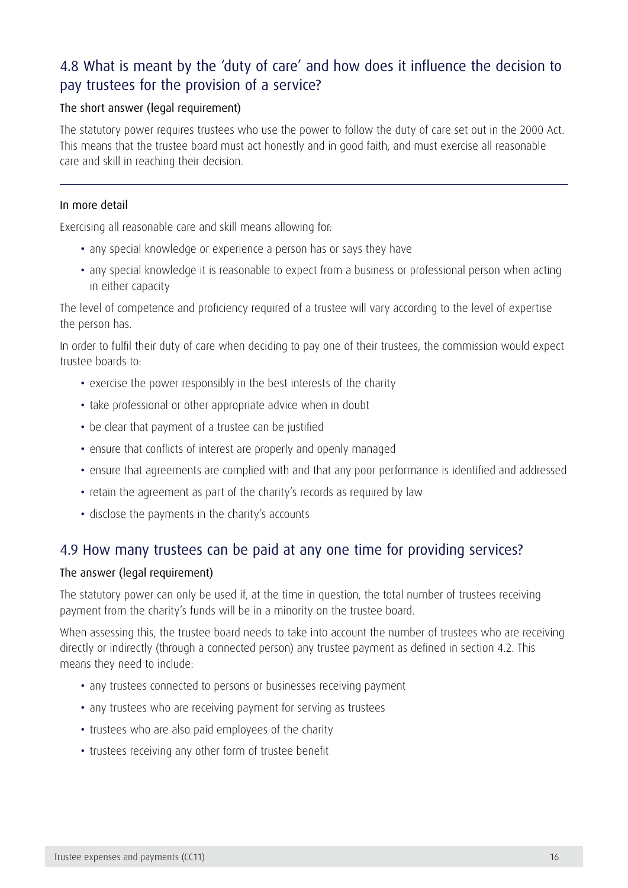## 4.8 What is meant by the 'duty of care' and how does it influence the decision to pay trustees for the provision of a service?

### The short answer (legal requirement)

The statutory power requires trustees who use the power to follow the duty of care set out in the 2000 Act. This means that the trustee board must act honestly and in good faith, and must exercise all reasonable care and skill in reaching their decision.

---

### In more detail

Exercising all reasonable care and skill means allowing for:

- any special knowledge or experience a person has or says they have
- any special knowledge it is reasonable to expect from a business or professional person when acting in either capacity

The level of competence and proficiency required of a trustee will vary according to the level of expertise the person has.

In order to fulfil their duty of care when deciding to pay one of their trustees, the commission would expect trustee boards to:

- exercise the power responsibly in the best interests of the charity
- take professional or other appropriate advice when in doubt
- be clear that payment of a trustee can be justified
- ensure that conflicts of interest are properly and openly managed
- ensure that agreements are complied with and that any poor performance is identified and addressed
- retain the agreement as part of the charity's records as required by law
- disclose the payments in the charity's accounts

## 4.9 How many trustees can be paid at any one time for providing services?

### The answer (legal requirement)

The statutory power can only be used if, at the time in question, the total number of trustees receiving payment from the charity's funds will be in a minority on the trustee board.

When assessing this, the trustee board needs to take into account the number of trustees who are receiving directly or indirectly (through a connected person) any trustee payment as defined in section 4.2. This means they need to include:

- any trustees connected to persons or businesses receiving payment
- any trustees who are receiving payment for serving as trustees
- trustees who are also paid employees of the charity
- trustees receiving any other form of trustee benefit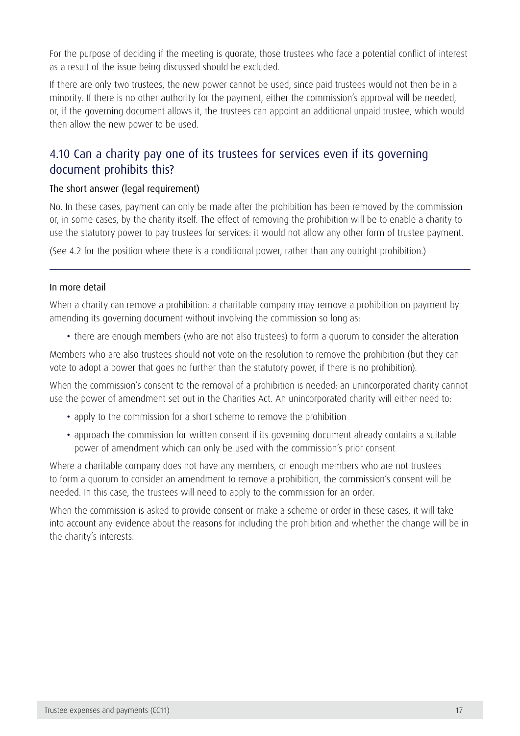For the purpose of deciding if the meeting is quorate, those trustees who face a potential conflict of interest as a result of the issue being discussed should be excluded.

If there are only two trustees, the new power cannot be used, since paid trustees would not then be in a minority. If there is no other authority for the payment, either the commission's approval will be needed, or, if the governing document allows it, the trustees can appoint an additional unpaid trustee, which would then allow the new power to be used.

## 4.10 Can a charity pay one of its trustees for services even if its governing document prohibits this?

### The short answer (legal requirement)

No. In these cases, payment can only be made after the prohibition has been removed by the commission or, in some cases, by the charity itself. The effect of removing the prohibition will be to enable a charity to use the statutory power to pay trustees for services: it would not allow any other form of trustee payment.

(See 4.2 for the position where there is a conditional power, rather than any outright prohibition.)

---

### In more detail

When a charity can remove a prohibition: a charitable company may remove a prohibition on payment by amending its governing document without involving the commission so long as:

- there are enough members (who are not also trustees) to form a quorum to consider the alteration

Members who are also trustees should not vote on the resolution to remove the prohibition (but they can vote to adopt a power that goes no further than the statutory power, if there is no prohibition).

When the commission's consent to the removal of a prohibition is needed: an unincorporated charity cannot use the power of amendment set out in the Charities Act. An unincorporated charity will either need to:

- apply to the commission for a short scheme to remove the prohibition
- approach the commission for written consent if its governing document already contains a suitable power of amendment which can only be used with the commission's prior consent

Where a charitable company does not have any members, or enough members who are not trustees to form a quorum to consider an amendment to remove a prohibition, the commission's consent will be needed. In this case, the trustees will need to apply to the commission for an order.

When the commission is asked to provide consent or make a scheme or order in these cases, it will take into account any evidence about the reasons for including the prohibition and whether the change will be in the charity's interests.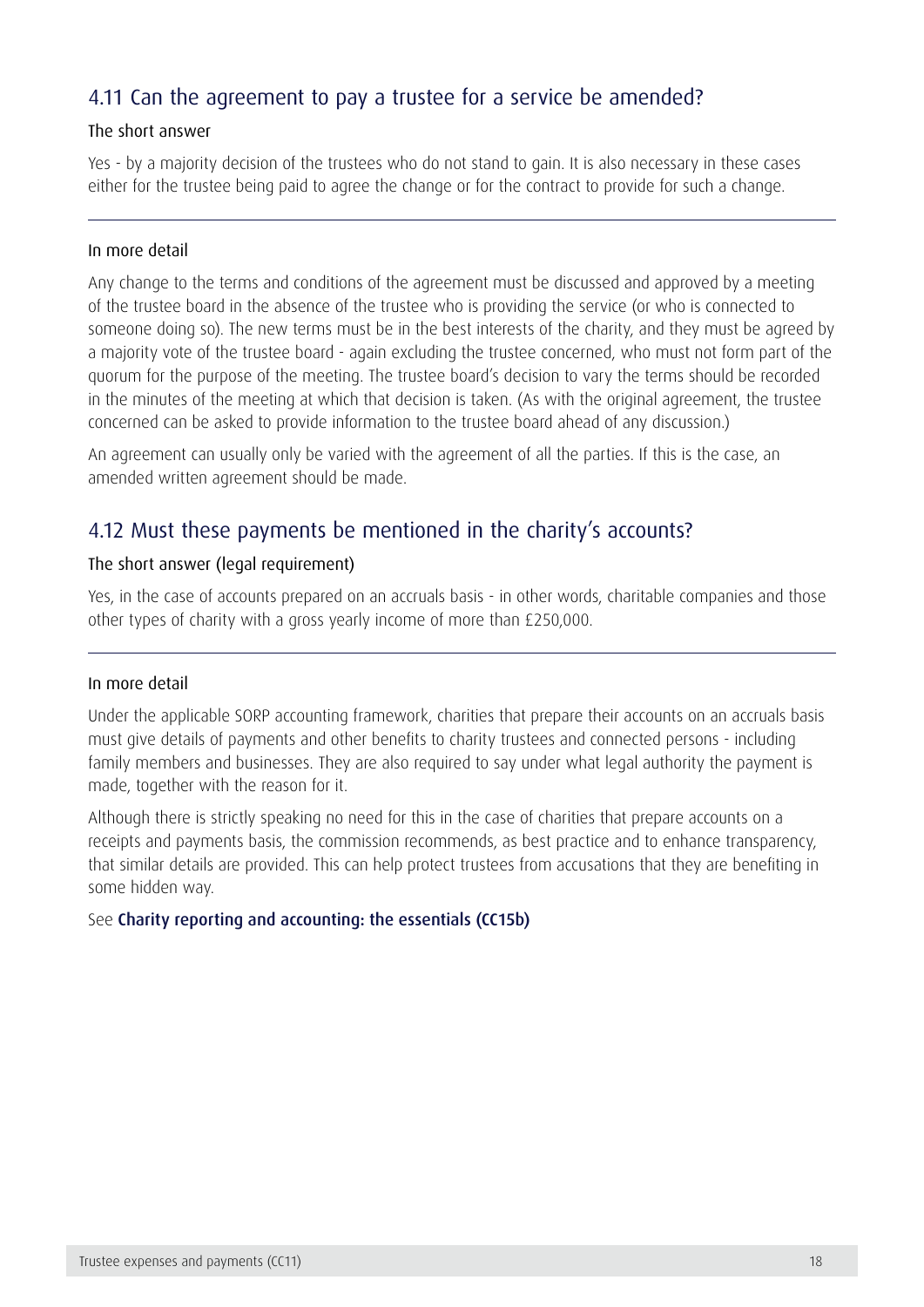## 4.11 Can the agreement to pay a trustee for a service be amended?

### The short answer

Yes - by a majority decision of the trustees who do not stand to gain. It is also necessary in these cases either for the trustee being paid to agree the change or for the contract to provide for such a change.

---

### In more detail

Any change to the terms and conditions of the agreement must be discussed and approved by a meeting of the trustee board in the absence of the trustee who is providing the service (or who is connected to someone doing so). The new terms must be in the best interests of the charity, and they must be agreed by a majority vote of the trustee board - again excluding the trustee concerned, who must not form part of the quorum for the purpose of the meeting. The trustee board's decision to vary the terms should be recorded in the minutes of the meeting at which that decision is taken. (As with the original agreement, the trustee concerned can be asked to provide information to the trustee board ahead of any discussion.)

An agreement can usually only be varied with the agreement of all the parties. If this is the case, an amended written agreement should be made.

## 4.12 Must these payments be mentioned in the charity's accounts?

### The short answer (legal requirement)

Yes, in the case of accounts prepared on an accruals basis - in other words, charitable companies and those other types of charity with a gross yearly income of more than £250,000.

---

### In more detail

Under the applicable SORP accounting framework, charities that prepare their accounts on an accruals basis must give details of payments and other benefits to charity trustees and connected persons - including family members and businesses. They are also required to say under what legal authority the payment is made, together with the reason for it.

Although there is strictly speaking no need for this in the case of charities that prepare accounts on a receipts and payments basis, the commission recommends, as best practice and to enhance transparency, that similar details are provided. This can help protect trustees from accusations that they are benefiting in some hidden way.

See **Charity reporting and accounting: the essentials (CC15b)**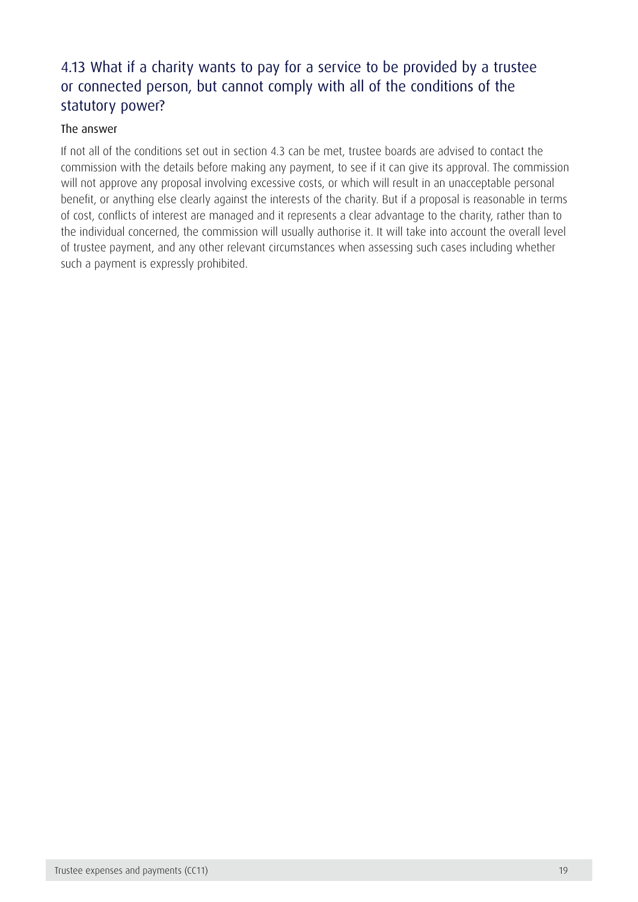## 4.13 What if a charity wants to pay for a service to be provided by a trustee or connected person, but cannot comply with all of the conditions of the statutory power?

### The answer

If not all of the conditions set out in section 4.3 can be met, trustee boards are advised to contact the commission with the details before making any payment, to see if it can give its approval. The commission will not approve any proposal involving excessive costs, or which will result in an unacceptable personal benefit, or anything else clearly against the interests of the charity. But if a proposal is reasonable in terms of cost, conflicts of interest are managed and it represents a clear advantage to the charity, rather than to the individual concerned, the commission will usually authorise it. It will take into account the overall level of trustee payment, and any other relevant circumstances when assessing such cases including whether such a payment is expressly prohibited.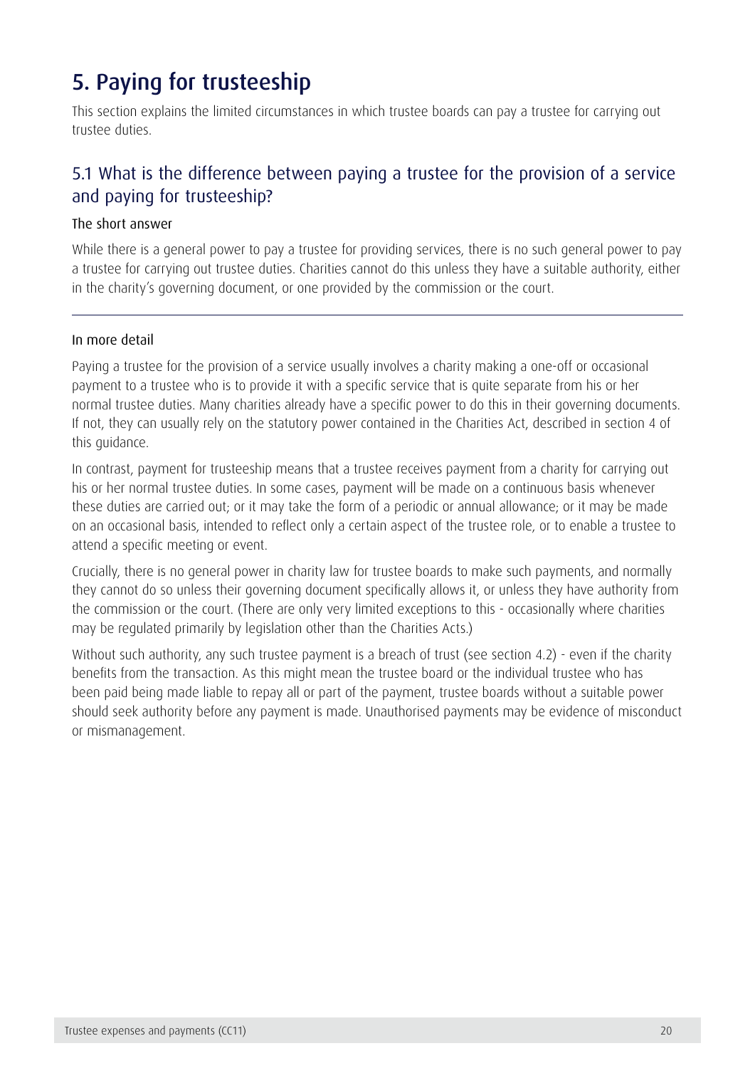# 5. Paying for trusteeship

This section explains the limited circumstances in which trustee boards can pay a trustee for carrying out trustee duties.

## 5.1 What is the difference between paying a trustee for the provision of a service and paying for trusteeship?

### The short answer

While there is a general power to pay a trustee for providing services, there is no such general power to pay a trustee for carrying out trustee duties. Charities cannot do this unless they have a suitable authority, either in the charity's governing document, or one provided by the commission or the court.

---

### In more detail

Paying a trustee for the provision of a service usually involves a charity making a one-off or occasional payment to a trustee who is to provide it with a specific service that is quite separate from his or her normal trustee duties. Many charities already have a specific power to do this in their governing documents. If not, they can usually rely on the statutory power contained in the Charities Act, described in section 4 of this guidance.

In contrast, payment for trusteeship means that a trustee receives payment from a charity for carrying out his or her normal trustee duties. In some cases, payment will be made on a continuous basis whenever these duties are carried out; or it may take the form of a periodic or annual allowance; or it may be made on an occasional basis, intended to reflect only a certain aspect of the trustee role, or to enable a trustee to attend a specific meeting or event.

Crucially, there is no general power in charity law for trustee boards to make such payments, and normally they cannot do so unless their governing document specifically allows it, or unless they have authority from the commission or the court. (There are only very limited exceptions to this - occasionally where charities may be regulated primarily by legislation other than the Charities Acts.)

Without such authority, any such trustee payment is a breach of trust (see section 4.2) - even if the charity benefits from the transaction. As this might mean the trustee board or the individual trustee who has been paid being made liable to repay all or part of the payment, trustee boards without a suitable power should seek authority before any payment is made. Unauthorised payments may be evidence of misconduct or mismanagement.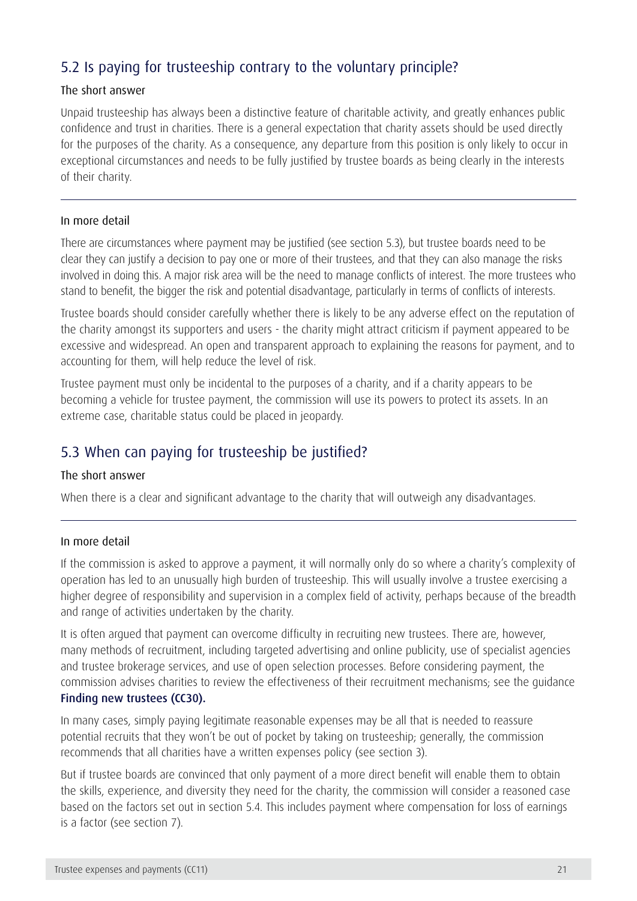## 5.2 Is paying for trusteeship contrary to the voluntary principle?

### The short answer

Unpaid trusteeship has always been a distinctive feature of charitable activity, and greatly enhances public confidence and trust in charities. There is a general expectation that charity assets should be used directly for the purposes of the charity. As a consequence, any departure from this position is only likely to occur in exceptional circumstances and needs to be fully justified by trustee boards as being clearly in the interests of their charity.

---

### In more detail

There are circumstances where payment may be justified (see section 5.3), but trustee boards need to be clear they can justify a decision to pay one or more of their trustees, and that they can also manage the risks involved in doing this. A major risk area will be the need to manage conflicts of interest. The more trustees who stand to benefit, the bigger the risk and potential disadvantage, particularly in terms of conflicts of interests.

Trustee boards should consider carefully whether there is likely to be any adverse effect on the reputation of the charity amongst its supporters and users - the charity might attract criticism if payment appeared to be excessive and widespread. An open and transparent approach to explaining the reasons for payment, and to accounting for them, will help reduce the level of risk.

Trustee payment must only be incidental to the purposes of a charity, and if a charity appears to be becoming a vehicle for trustee payment, the commission will use its powers to protect its assets. In an extreme case, charitable status could be placed in jeopardy.

## 5.3 When can paying for trusteeship be justified?

### The short answer

When there is a clear and significant advantage to the charity that will outweigh any disadvantages.

---

### In more detail

If the commission is asked to approve a payment, it will normally only do so where a charity's complexity of operation has led to an unusually high burden of trusteeship. This will usually involve a trustee exercising a higher degree of responsibility and supervision in a complex field of activity, perhaps because of the breadth and range of activities undertaken by the charity.

It is often argued that payment can overcome difficulty in recruiting new trustees. There are, however, many methods of recruitment, including targeted advertising and online publicity, use of specialist agencies and trustee brokerage services, and use of open selection processes. Before considering payment, the commission advises charities to review the effectiveness of their recruitment mechanisms; see the guidance **Finding new trustees (CC30).**

In many cases, simply paying legitimate reasonable expenses may be all that is needed to reassure potential recruits that they won't be out of pocket by taking on trusteeship; generally, the commission recommends that all charities have a written expenses policy (see section 3).

But if trustee boards are convinced that only payment of a more direct benefit will enable them to obtain the skills, experience, and diversity they need for the charity, the commission will consider a reasoned case based on the factors set out in section 5.4. This includes payment where compensation for loss of earnings is a factor (see section 7).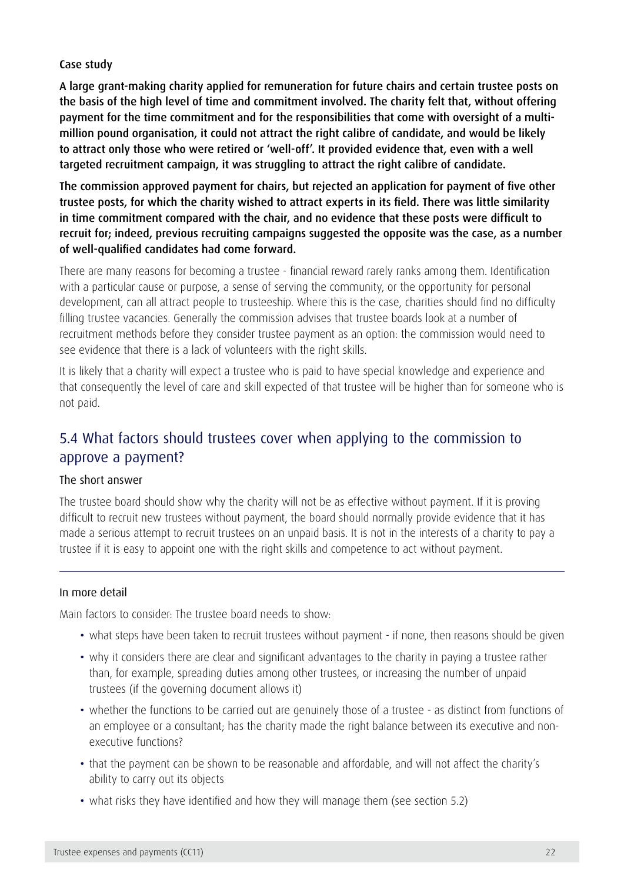### Case study

**A large grant-making charity applied for remuneration for future chairs and certain trustee posts on the basis of the high level of time and commitment involved. The charity felt that, without offering payment for the time commitment and for the responsibilities that come with oversight of a multi-million pound organisation, it could not attract the right calibre of candidate, and would be likely to attract only those who were retired or 'well-off'. It provided evidence that, even with a well targeted recruitment campaign, it was struggling to attract the right calibre of candidate.**

**The commission approved payment for chairs, but rejected an application for payment of five other trustee posts, for which the charity wished to attract experts in its field. There was little similarity in time commitment compared with the chair, and no evidence that these posts were difficult to recruit for; indeed, previous recruiting campaigns suggested the opposite was the case, as a number of well-qualified candidates had come forward.**

There are many reasons for becoming a trustee - financial reward rarely ranks among them. Identification with a particular cause or purpose, a sense of serving the community, or the opportunity for personal development, can all attract people to trusteeship. Where this is the case, charities should find no difficulty filling trustee vacancies. Generally the commission advises that trustee boards look at a number of recruitment methods before they consider trustee payment as an option: the commission would need to see evidence that there is a lack of volunteers with the right skills.

It is likely that a charity will expect a trustee who is paid to have special knowledge and experience and that consequently the level of care and skill expected of that trustee will be higher than for someone who is not paid.

## 5.4 What factors should trustees cover when applying to the commission to approve a payment?

### The short answer

The trustee board should show why the charity will not be as effective without payment. If it is proving difficult to recruit new trustees without payment, the board should normally provide evidence that it has made a serious attempt to recruit trustees on an unpaid basis. It is not in the interests of a charity to pay a trustee if it is easy to appoint one with the right skills and competence to act without payment.

---

### In more detail

Main factors to consider: The trustee board needs to show:

- what steps have been taken to recruit trustees without payment - if none, then reasons should be given
- why it considers there are clear and significant advantages to the charity in paying a trustee rather than, for example, spreading duties among other trustees, or increasing the number of unpaid trustees (if the governing document allows it)
- whether the functions to be carried out are genuinely those of a trustee - as distinct from functions of an employee or a consultant; has the charity made the right balance between its executive and non-executive functions?
- that the payment can be shown to be reasonable and affordable, and will not affect the charity's ability to carry out its objects
- what risks they have identified and how they will manage them (see section 5.2)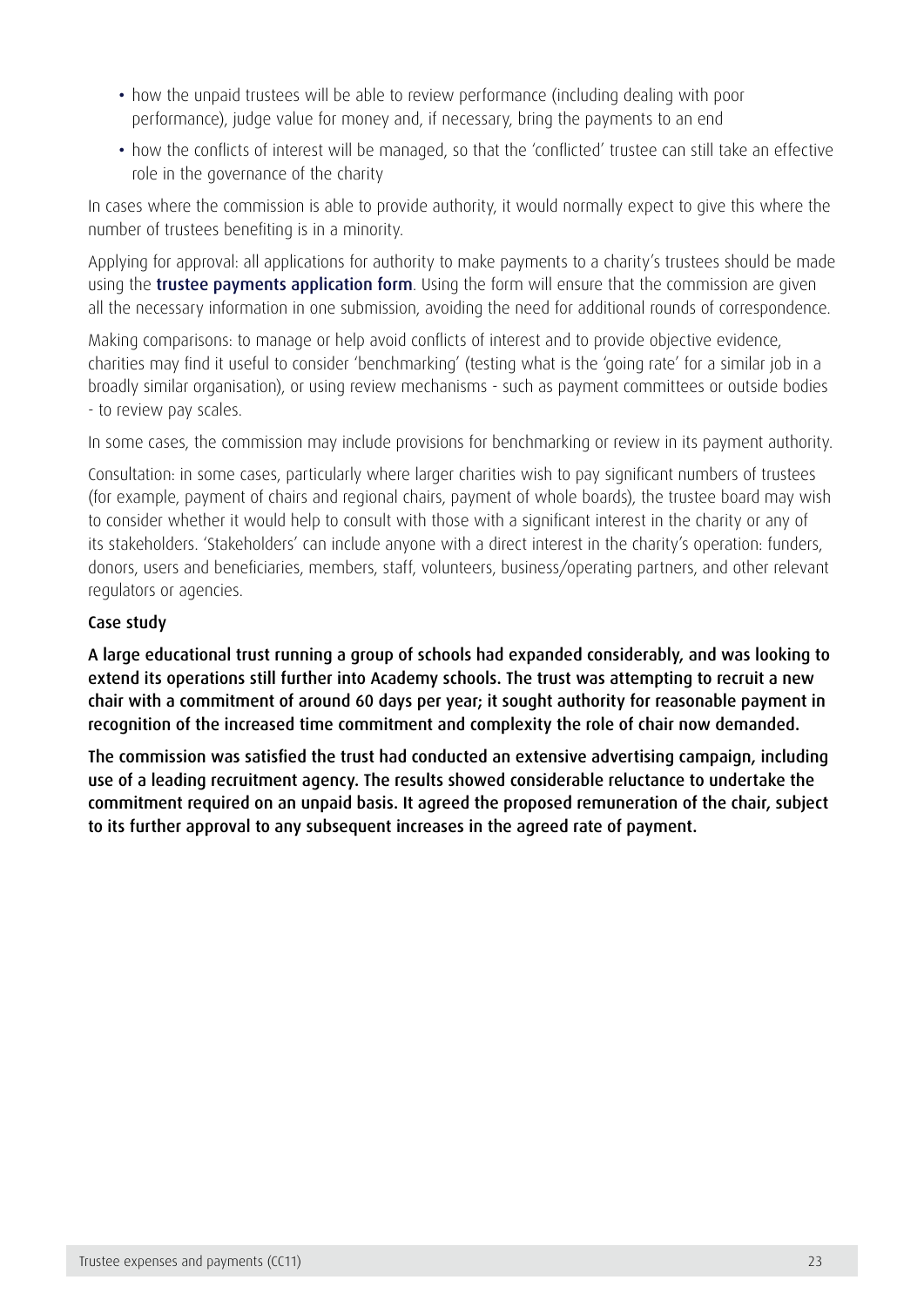- how the unpaid trustees will be able to review performance (including dealing with poor performance), judge value for money and, if necessary, bring the payments to an end
- how the conflicts of interest will be managed, so that the 'conflicted' trustee can still take an effective role in the governance of the charity

In cases where the commission is able to provide authority, it would normally expect to give this where the number of trustees benefiting is in a minority.

Applying for approval: all applications for authority to make payments to a charity's trustees should be made using the **trustee payments application form**. Using the form will ensure that the commission are given all the necessary information in one submission, avoiding the need for additional rounds of correspondence.

Making comparisons: to manage or help avoid conflicts of interest and to provide objective evidence, charities may find it useful to consider 'benchmarking' (testing what is the 'going rate' for a similar job in a broadly similar organisation), or using review mechanisms - such as payment committees or outside bodies - to review pay scales.

In some cases, the commission may include provisions for benchmarking or review in its payment authority.

Consultation: in some cases, particularly where larger charities wish to pay significant numbers of trustees (for example, payment of chairs and regional chairs, payment of whole boards), the trustee board may wish to consider whether it would help to consult with those with a significant interest in the charity or any of its stakeholders. 'Stakeholders' can include anyone with a direct interest in the charity's operation: funders, donors, users and beneficiaries, members, staff, volunteers, business/operating partners, and other relevant regulators or agencies.

### Case study

**A large educational trust running a group of schools had expanded considerably, and was looking to extend its operations still further into Academy schools. The trust was attempting to recruit a new chair with a commitment of around 60 days per year; it sought authority for reasonable payment in recognition of the increased time commitment and complexity the role of chair now demanded.**

**The commission was satisfied the trust had conducted an extensive advertising campaign, including use of a leading recruitment agency. The results showed considerable reluctance to undertake the commitment required on an unpaid basis. It agreed the proposed remuneration of the chair, subject to its further approval to any subsequent increases in the agreed rate of payment.**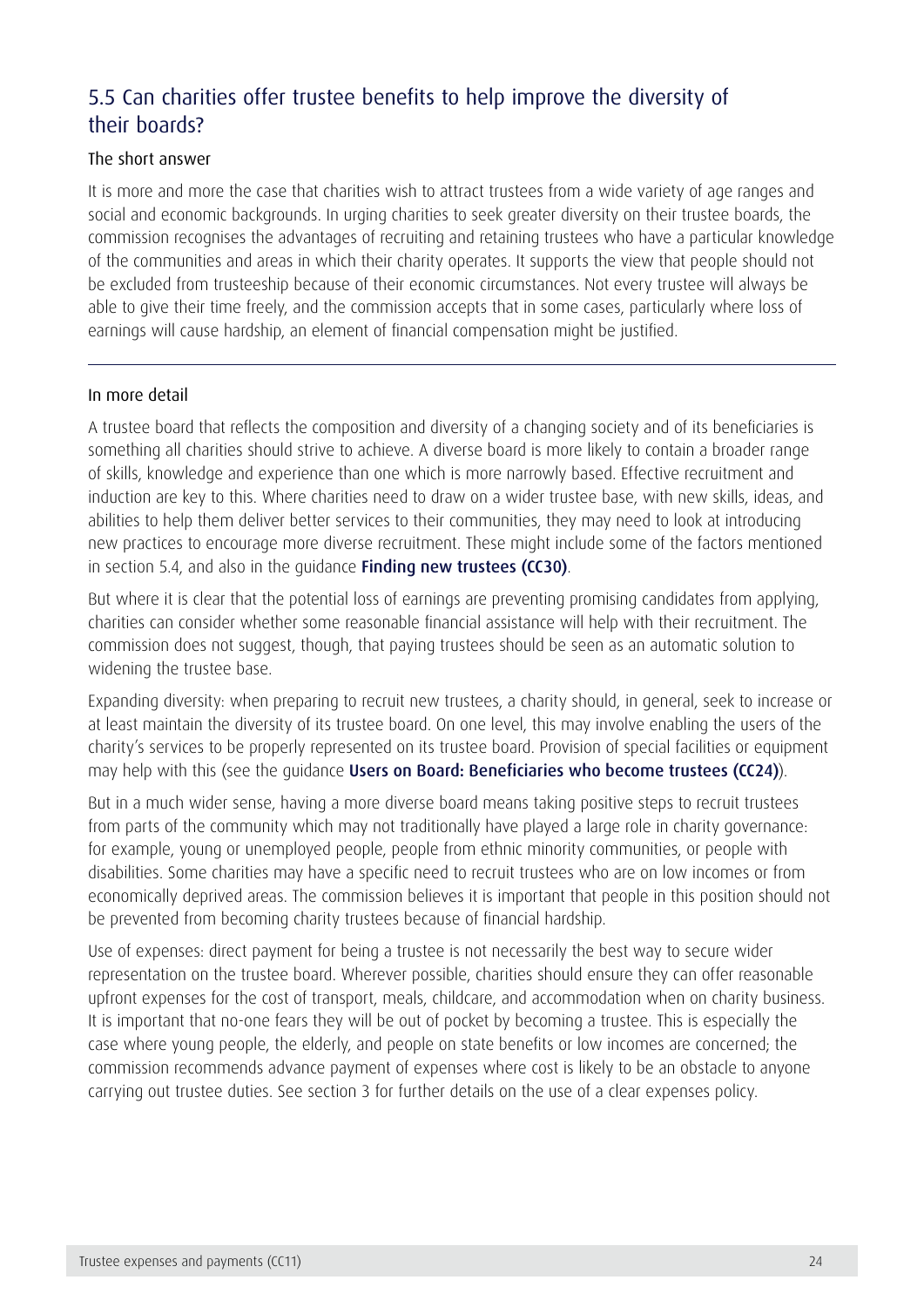## 5.5 Can charities offer trustee benefits to help improve the diversity of their boards?

### The short answer

It is more and more the case that charities wish to attract trustees from a wide variety of age ranges and social and economic backgrounds. In urging charities to seek greater diversity on their trustee boards, the commission recognises the advantages of recruiting and retaining trustees who have a particular knowledge of the communities and areas in which their charity operates. It supports the view that people should not be excluded from trusteeship because of their economic circumstances. Not every trustee will always be able to give their time freely, and the commission accepts that in some cases, particularly where loss of earnings will cause hardship, an element of financial compensation might be justified.

---

### In more detail

A trustee board that reflects the composition and diversity of a changing society and of its beneficiaries is something all charities should strive to achieve. A diverse board is more likely to contain a broader range of skills, knowledge and experience than one which is more narrowly based. Effective recruitment and induction are key to this. Where charities need to draw on a wider trustee base, with new skills, ideas, and abilities to help them deliver better services to their communities, they may need to look at introducing new practices to encourage more diverse recruitment. These might include some of the factors mentioned in section 5.4, and also in the guidance **Finding new trustees (CC30)**.

But where it is clear that the potential loss of earnings are preventing promising candidates from applying, charities can consider whether some reasonable financial assistance will help with their recruitment. The commission does not suggest, though, that paying trustees should be seen as an automatic solution to widening the trustee base.

Expanding diversity: when preparing to recruit new trustees, a charity should, in general, seek to increase or at least maintain the diversity of its trustee board. On one level, this may involve enabling the users of the charity's services to be properly represented on its trustee board. Provision of special facilities or equipment may help with this (see the guidance **Users on Board: Beneficiaries who become trustees (CC24)**).

But in a much wider sense, having a more diverse board means taking positive steps to recruit trustees from parts of the community which may not traditionally have played a large role in charity governance: for example, young or unemployed people, people from ethnic minority communities, or people with disabilities. Some charities may have a specific need to recruit trustees who are on low incomes or from economically deprived areas. The commission believes it is important that people in this position should not be prevented from becoming charity trustees because of financial hardship.

Use of expenses: direct payment for being a trustee is not necessarily the best way to secure wider representation on the trustee board. Wherever possible, charities should ensure they can offer reasonable upfront expenses for the cost of transport, meals, childcare, and accommodation when on charity business. It is important that no-one fears they will be out of pocket by becoming a trustee. This is especially the case where young people, the elderly, and people on state benefits or low incomes are concerned; the commission recommends advance payment of expenses where cost is likely to be an obstacle to anyone carrying out trustee duties. See section 3 for further details on the use of a clear expenses policy.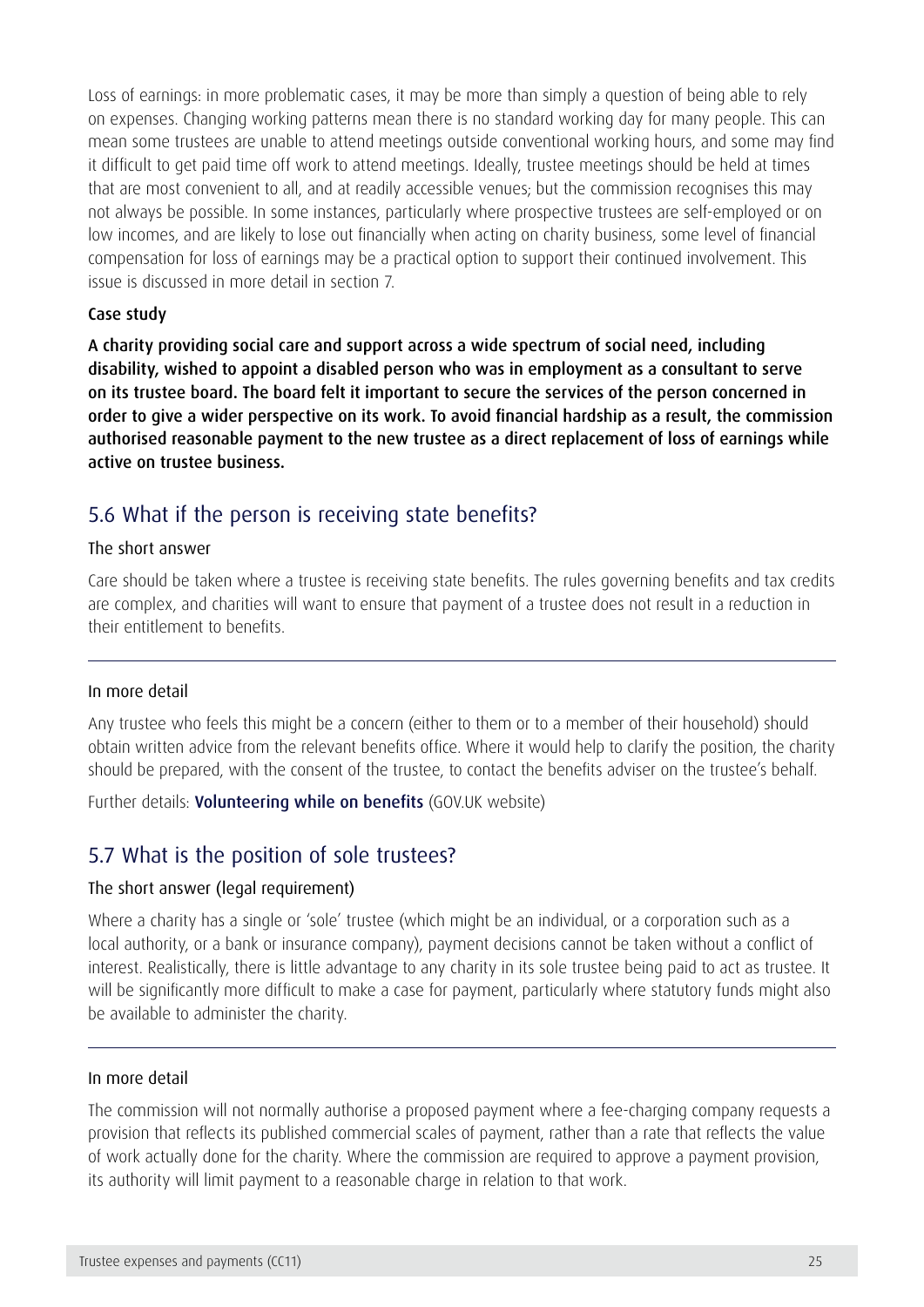Loss of earnings: in more problematic cases, it may be more than simply a question of being able to rely on expenses. Changing working patterns mean there is no standard working day for many people. This can mean some trustees are unable to attend meetings outside conventional working hours, and some may find it difficult to get paid time off work to attend meetings. Ideally, trustee meetings should be held at times that are most convenient to all, and at readily accessible venues; but the commission recognises this may not always be possible. In some instances, particularly where prospective trustees are self-employed or on low incomes, and are likely to lose out financially when acting on charity business, some level of financial compensation for loss of earnings may be a practical option to support their continued involvement. This issue is discussed in more detail in section 7.

**Case study**

**A charity providing social care and support across a wide spectrum of social need, including disability, wished to appoint a disabled person who was in employment as a consultant to serve on its trustee board. The board felt it important to secure the services of the person concerned in order to give a wider perspective on its work. To avoid financial hardship as a result, the commission authorised reasonable payment to the new trustee as a direct replacement of loss of earnings while active on trustee business.**

## 5.6 What if the person is receiving state benefits?

### The short answer

Care should be taken where a trustee is receiving state benefits. The rules governing benefits and tax credits are complex, and charities will want to ensure that payment of a trustee does not result in a reduction in their entitlement to benefits.

### In more detail

Any trustee who feels this might be a concern (either to them or to a member of their household) should obtain written advice from the relevant benefits office. Where it would help to clarify the position, the charity should be prepared, with the consent of the trustee, to contact the benefits adviser on the trustee's behalf.

Further details: **Volunteering while on benefits** (GOV.UK website)

## 5.7 What is the position of sole trustees?

### The short answer (legal requirement)

Where a charity has a single or 'sole' trustee (which might be an individual, or a corporation such as a local authority, or a bank or insurance company), payment decisions cannot be taken without a conflict of interest. Realistically, there is little advantage to any charity in its sole trustee being paid to act as trustee. It will be significantly more difficult to make a case for payment, particularly where statutory funds might also be available to administer the charity.

### In more detail

The commission will not normally authorise a proposed payment where a fee-charging company requests a provision that reflects its published commercial scales of payment, rather than a rate that reflects the value of work actually done for the charity. Where the commission are required to approve a payment provision, its authority will limit payment to a reasonable charge in relation to that work.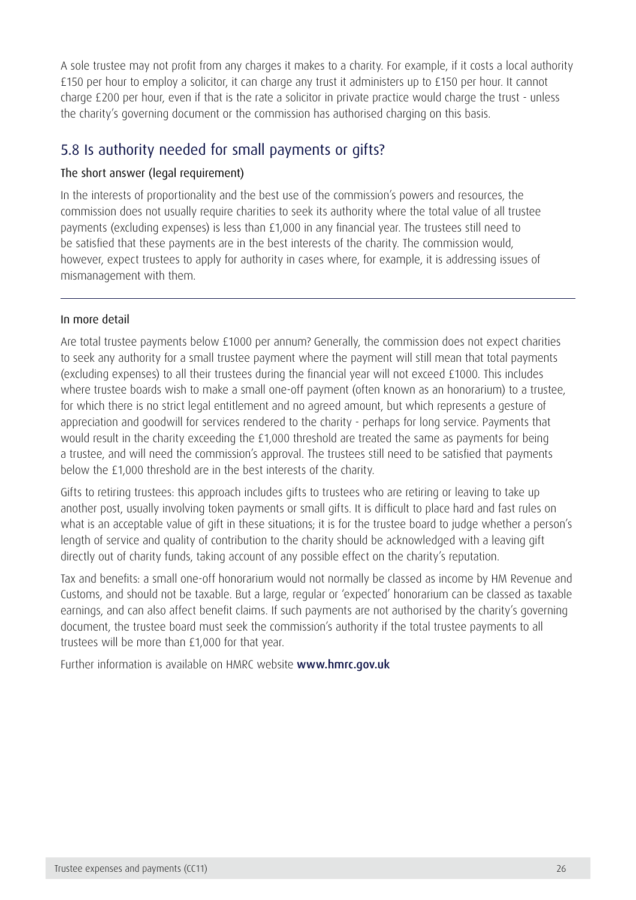A sole trustee may not profit from any charges it makes to a charity. For example, if it costs a local authority £150 per hour to employ a solicitor, it can charge any trust it administers up to £150 per hour. It cannot charge £200 per hour, even if that is the rate a solicitor in private practice would charge the trust - unless the charity's governing document or the commission has authorised charging on this basis.

## 5.8 Is authority needed for small payments or gifts?

### The short answer (legal requirement)

In the interests of proportionality and the best use of the commission's powers and resources, the commission does not usually require charities to seek its authority where the total value of all trustee payments (excluding expenses) is less than £1,000 in any financial year. The trustees still need to be satisfied that these payments are in the best interests of the charity. The commission would, however, expect trustees to apply for authority in cases where, for example, it is addressing issues of mismanagement with them.

---

### In more detail

Are total trustee payments below £1000 per annum? Generally, the commission does not expect charities to seek any authority for a small trustee payment where the payment will still mean that total payments (excluding expenses) to all their trustees during the financial year will not exceed £1000. This includes where trustee boards wish to make a small one-off payment (often known as an honorarium) to a trustee, for which there is no strict legal entitlement and no agreed amount, but which represents a gesture of appreciation and goodwill for services rendered to the charity - perhaps for long service. Payments that would result in the charity exceeding the £1,000 threshold are treated the same as payments for being a trustee, and will need the commission's approval. The trustees still need to be satisfied that payments below the £1,000 threshold are in the best interests of the charity.

Gifts to retiring trustees: this approach includes gifts to trustees who are retiring or leaving to take up another post, usually involving token payments or small gifts. It is difficult to place hard and fast rules on what is an acceptable value of gift in these situations; it is for the trustee board to judge whether a person's length of service and quality of contribution to the charity should be acknowledged with a leaving gift directly out of charity funds, taking account of any possible effect on the charity's reputation.

Tax and benefits: a small one-off honorarium would not normally be classed as income by HM Revenue and Customs, and should not be taxable. But a large, regular or 'expected' honorarium can be classed as taxable earnings, and can also affect benefit claims. If such payments are not authorised by the charity's governing document, the trustee board must seek the commission's authority if the total trustee payments to all trustees will be more than £1,000 for that year.

Further information is available on HMRC website **www.hmrc.gov.uk**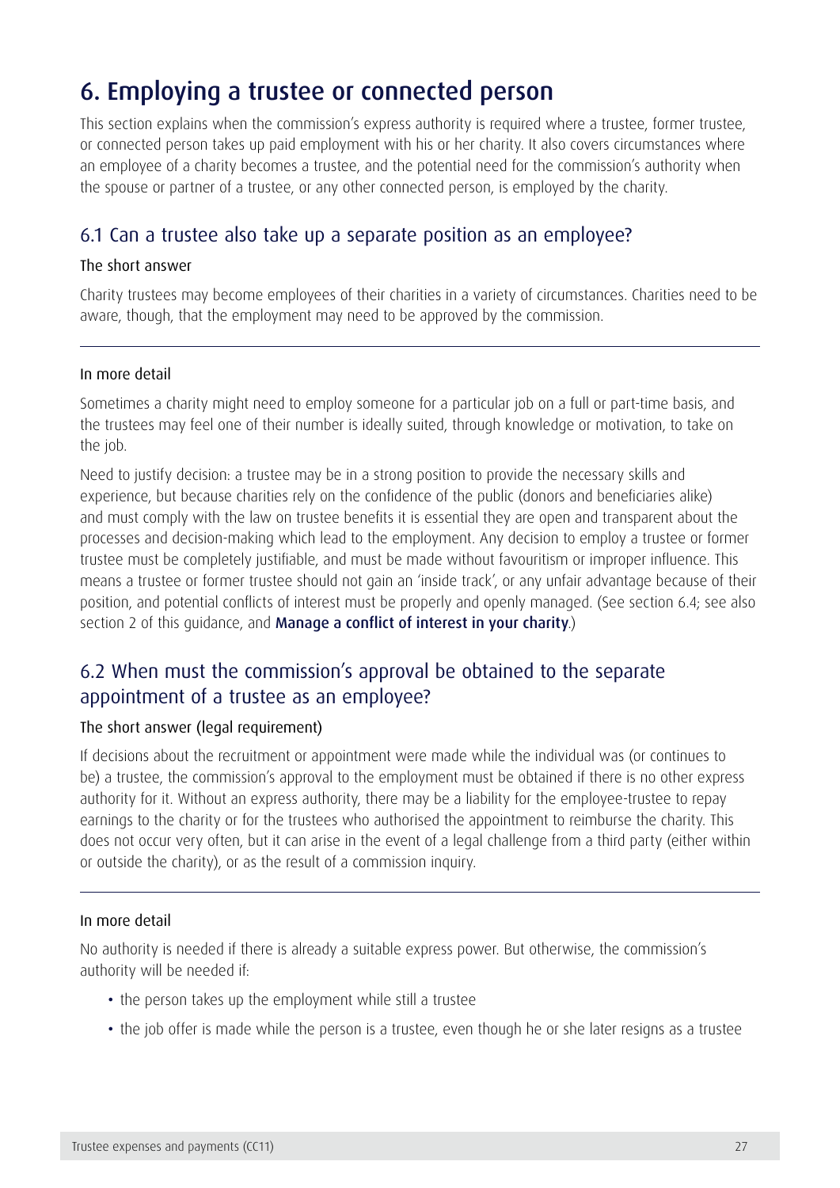# 6. Employing a trustee or connected person

This section explains when the commission's express authority is required where a trustee, former trustee, or connected person takes up paid employment with his or her charity. It also covers circumstances where an employee of a charity becomes a trustee, and the potential need for the commission's authority when the spouse or partner of a trustee, or any other connected person, is employed by the charity.

## 6.1 Can a trustee also take up a separate position as an employee?

### The short answer

Charity trustees may become employees of their charities in a variety of circumstances. Charities need to be aware, though, that the employment may need to be approved by the commission.

---

### In more detail

Sometimes a charity might need to employ someone for a particular job on a full or part-time basis, and the trustees may feel one of their number is ideally suited, through knowledge or motivation, to take on the job.

Need to justify decision: a trustee may be in a strong position to provide the necessary skills and experience, but because charities rely on the confidence of the public (donors and beneficiaries alike) and must comply with the law on trustee benefits it is essential they are open and transparent about the processes and decision-making which lead to the employment. Any decision to employ a trustee or former trustee must be completely justifiable, and must be made without favouritism or improper influence. This means a trustee or former trustee should not gain an 'inside track', or any unfair advantage because of their position, and potential conflicts of interest must be properly and openly managed. (See section 6.4; see also section 2 of this guidance, and **Manage a conflict of interest in your charity**.)

## 6.2 When must the commission's approval be obtained to the separate appointment of a trustee as an employee?

### The short answer (legal requirement)

If decisions about the recruitment or appointment were made while the individual was (or continues to be) a trustee, the commission's approval to the employment must be obtained if there is no other express authority for it. Without an express authority, there may be a liability for the employee-trustee to repay earnings to the charity or for the trustees who authorised the appointment to reimburse the charity. This does not occur very often, but it can arise in the event of a legal challenge from a third party (either within or outside the charity), or as the result of a commission inquiry.

---

### In more detail

No authority is needed if there is already a suitable express power. But otherwise, the commission's authority will be needed if:

- the person takes up the employment while still a trustee
- the job offer is made while the person is a trustee, even though he or she later resigns as a trustee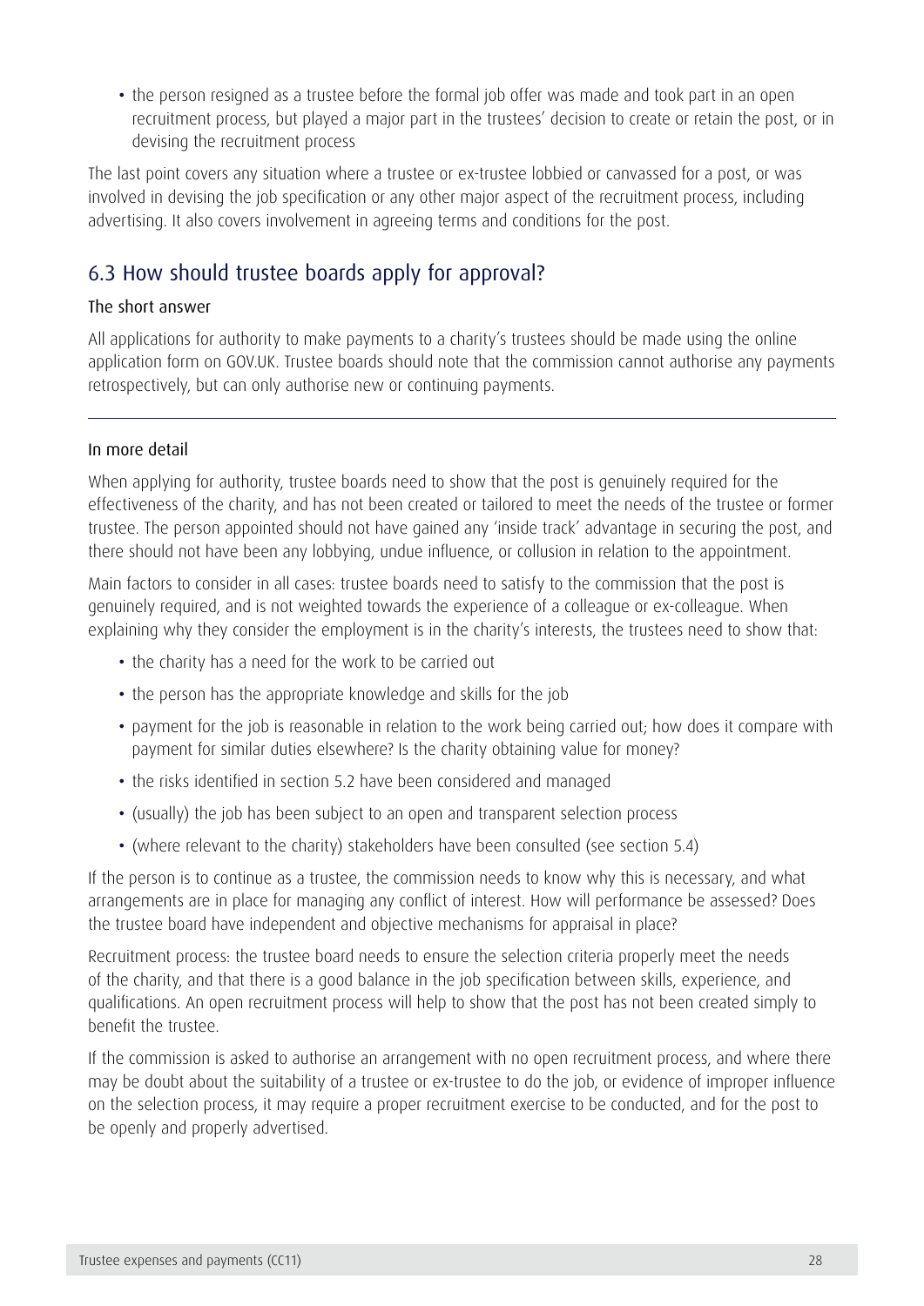- the person resigned as a trustee before the formal job offer was made and took part in an open recruitment process, but played a major part in the trustees' decision to create or retain the post, or in devising the recruitment process

The last point covers any situation where a trustee or ex-trustee lobbied or canvassed for a post, or was involved in devising the job specification or any other major aspect of the recruitment process, including advertising. It also covers involvement in agreeing terms and conditions for the post.

## 6.3 How should trustee boards apply for approval?

### The short answer

All applications for authority to make payments to a charity's trustees should be made using the online application form on GOV.UK. Trustee boards should note that the commission cannot authorise any payments retrospectively, but can only authorise new or continuing payments.

---

### In more detail

When applying for authority, trustee boards need to show that the post is genuinely required for the effectiveness of the charity, and has not been created or tailored to meet the needs of the trustee or former trustee. The person appointed should not have gained any 'inside track' advantage in securing the post, and there should not have been any lobbying, undue influence, or collusion in relation to the appointment.

Main factors to consider in all cases: trustee boards need to satisfy to the commission that the post is genuinely required, and is not weighted towards the experience of a colleague or ex-colleague. When explaining why they consider the employment is in the charity's interests, the trustees need to show that:

- the charity has a need for the work to be carried out
- the person has the appropriate knowledge and skills for the job
- payment for the job is reasonable in relation to the work being carried out; how does it compare with payment for similar duties elsewhere? Is the charity obtaining value for money?
- the risks identified in section 5.2 have been considered and managed
- (usually) the job has been subject to an open and transparent selection process
- (where relevant to the charity) stakeholders have been consulted (see section 5.4)

If the person is to continue as a trustee, the commission needs to know why this is necessary, and what arrangements are in place for managing any conflict of interest. How will performance be assessed? Does the trustee board have independent and objective mechanisms for appraisal in place?

Recruitment process: the trustee board needs to ensure the selection criteria properly meet the needs of the charity, and that there is a good balance in the job specification between skills, experience, and qualifications. An open recruitment process will help to show that the post has not been created simply to benefit the trustee.

If the commission is asked to authorise an arrangement with no open recruitment process, and where there may be doubt about the suitability of a trustee or ex-trustee to do the job, or evidence of improper influence on the selection process, it may require a proper recruitment exercise to be conducted, and for the post to be openly and properly advertised.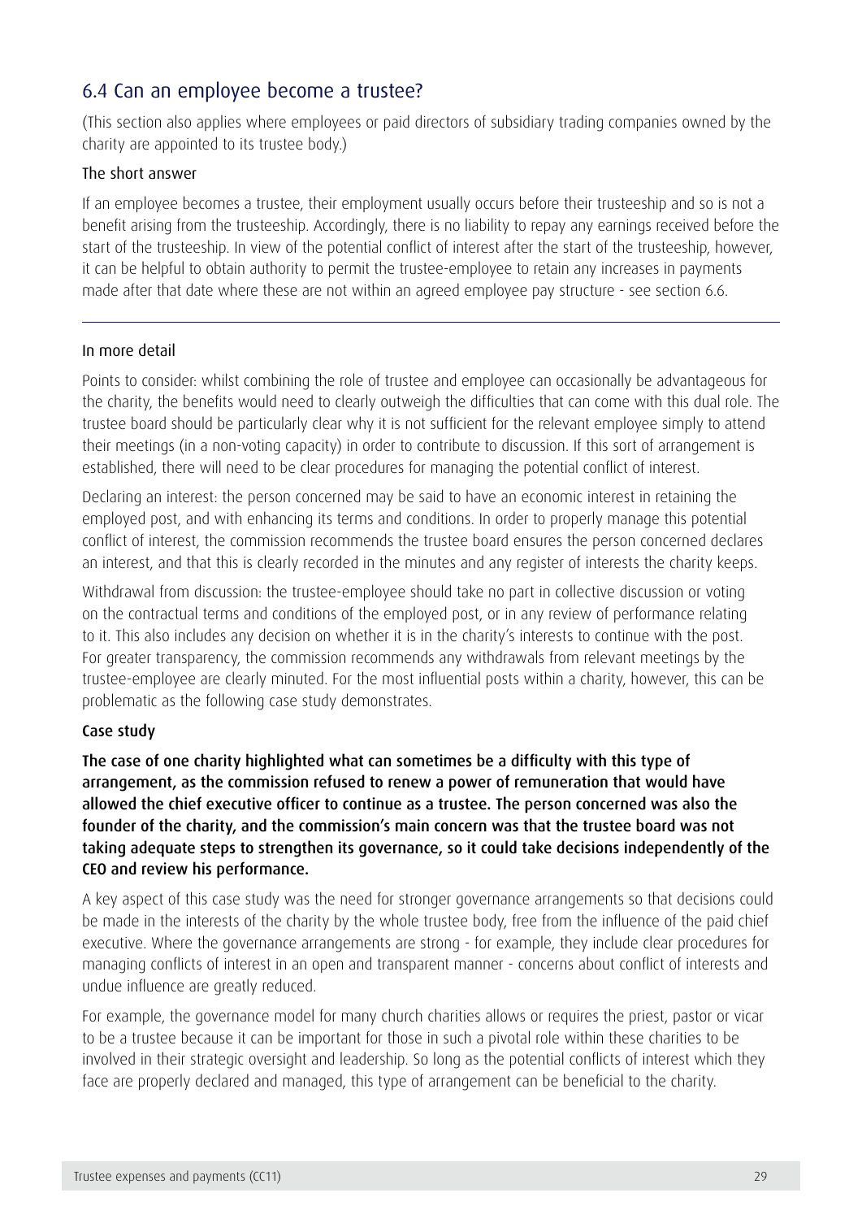## 6.4 Can an employee become a trustee?

(This section also applies where employees or paid directors of subsidiary trading companies owned by the charity are appointed to its trustee body.)

### The short answer

If an employee becomes a trustee, their employment usually occurs before their trusteeship and so is not a benefit arising from the trusteeship. Accordingly, there is no liability to repay any earnings received before the start of the trusteeship. In view of the potential conflict of interest after the start of the trusteeship, however, it can be helpful to obtain authority to permit the trustee-employee to retain any increases in payments made after that date where these are not within an agreed employee pay structure - see section 6.6.

---

### In more detail

Points to consider: whilst combining the role of trustee and employee can occasionally be advantageous for the charity, the benefits would need to clearly outweigh the difficulties that can come with this dual role. The trustee board should be particularly clear why it is not sufficient for the relevant employee simply to attend their meetings (in a non-voting capacity) in order to contribute to discussion. If this sort of arrangement is established, there will need to be clear procedures for managing the potential conflict of interest.

Declaring an interest: the person concerned may be said to have an economic interest in retaining the employed post, and with enhancing its terms and conditions. In order to properly manage this potential conflict of interest, the commission recommends the trustee board ensures the person concerned declares an interest, and that this is clearly recorded in the minutes and any register of interests the charity keeps.

Withdrawal from discussion: the trustee-employee should take no part in collective discussion or voting on the contractual terms and conditions of the employed post, or in any review of performance relating to it. This also includes any decision on whether it is in the charity's interests to continue with the post. For greater transparency, the commission recommends any withdrawals from relevant meetings by the trustee-employee are clearly minuted. For the most influential posts within a charity, however, this can be problematic as the following case study demonstrates.

#### Case study

**The case of one charity highlighted what can sometimes be a difficulty with this type of arrangement, as the commission refused to renew a power of remuneration that would have allowed the chief executive officer to continue as a trustee. The person concerned was also the founder of the charity, and the commission's main concern was that the trustee board was not taking adequate steps to strengthen its governance, so it could take decisions independently of the CEO and review his performance.**

A key aspect of this case study was the need for stronger governance arrangements so that decisions could be made in the interests of the charity by the whole trustee body, free from the influence of the paid chief executive. Where the governance arrangements are strong - for example, they include clear procedures for managing conflicts of interest in an open and transparent manner - concerns about conflict of interests and undue influence are greatly reduced.

For example, the governance model for many church charities allows or requires the priest, pastor or vicar to be a trustee because it can be important for those in such a pivotal role within these charities to be involved in their strategic oversight and leadership. So long as the potential conflicts of interest which they face are properly declared and managed, this type of arrangement can be beneficial to the charity.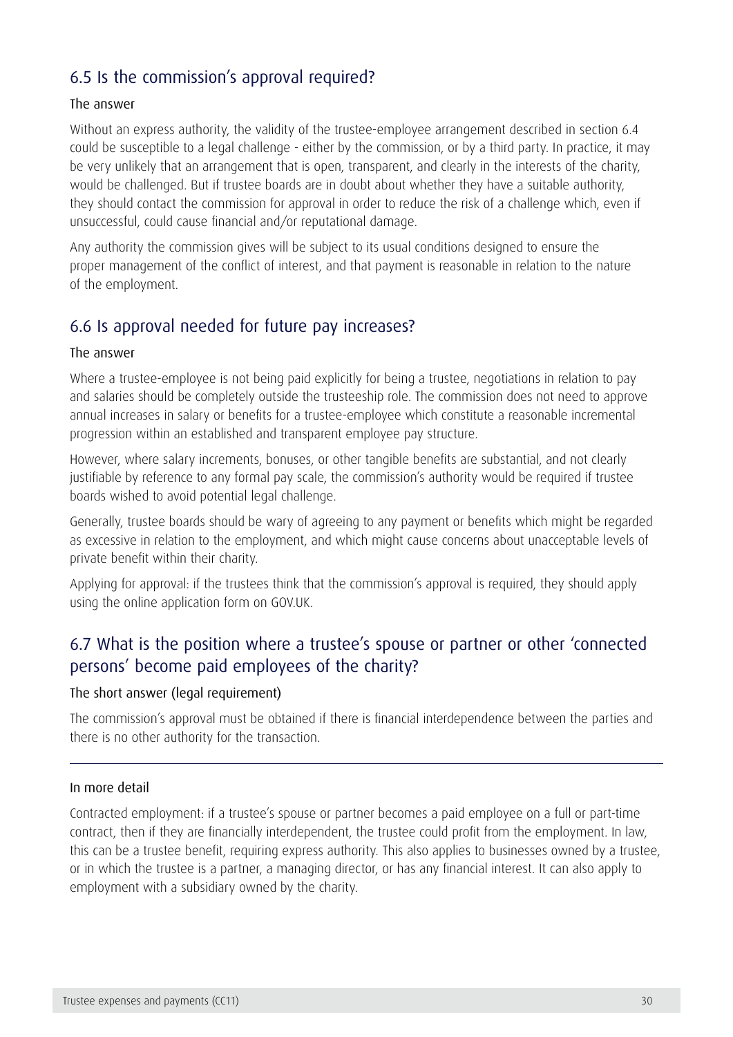## 6.5 Is the commission's approval required?

### The answer

Without an express authority, the validity of the trustee-employee arrangement described in section 6.4 could be susceptible to a legal challenge - either by the commission, or by a third party. In practice, it may be very unlikely that an arrangement that is open, transparent, and clearly in the interests of the charity, would be challenged. But if trustee boards are in doubt about whether they have a suitable authority, they should contact the commission for approval in order to reduce the risk of a challenge which, even if unsuccessful, could cause financial and/or reputational damage.

Any authority the commission gives will be subject to its usual conditions designed to ensure the proper management of the conflict of interest, and that payment is reasonable in relation to the nature of the employment.

## 6.6 Is approval needed for future pay increases?

### The answer

Where a trustee-employee is not being paid explicitly for being a trustee, negotiations in relation to pay and salaries should be completely outside the trusteeship role. The commission does not need to approve annual increases in salary or benefits for a trustee-employee which constitute a reasonable incremental progression within an established and transparent employee pay structure.

However, where salary increments, bonuses, or other tangible benefits are substantial, and not clearly justifiable by reference to any formal pay scale, the commission's authority would be required if trustee boards wished to avoid potential legal challenge.

Generally, trustee boards should be wary of agreeing to any payment or benefits which might be regarded as excessive in relation to the employment, and which might cause concerns about unacceptable levels of private benefit within their charity.

Applying for approval: if the trustees think that the commission's approval is required, they should apply using the online application form on GOV.UK.

## 6.7 What is the position where a trustee's spouse or partner or other 'connected persons' become paid employees of the charity?

### The short answer (legal requirement)

The commission's approval must be obtained if there is financial interdependence between the parties and there is no other authority for the transaction.

---

### In more detail

Contracted employment: if a trustee's spouse or partner becomes a paid employee on a full or part-time contract, then if they are financially interdependent, the trustee could profit from the employment. In law, this can be a trustee benefit, requiring express authority. This also applies to businesses owned by a trustee, or in which the trustee is a partner, a managing director, or has any financial interest. It can also apply to employment with a subsidiary owned by the charity.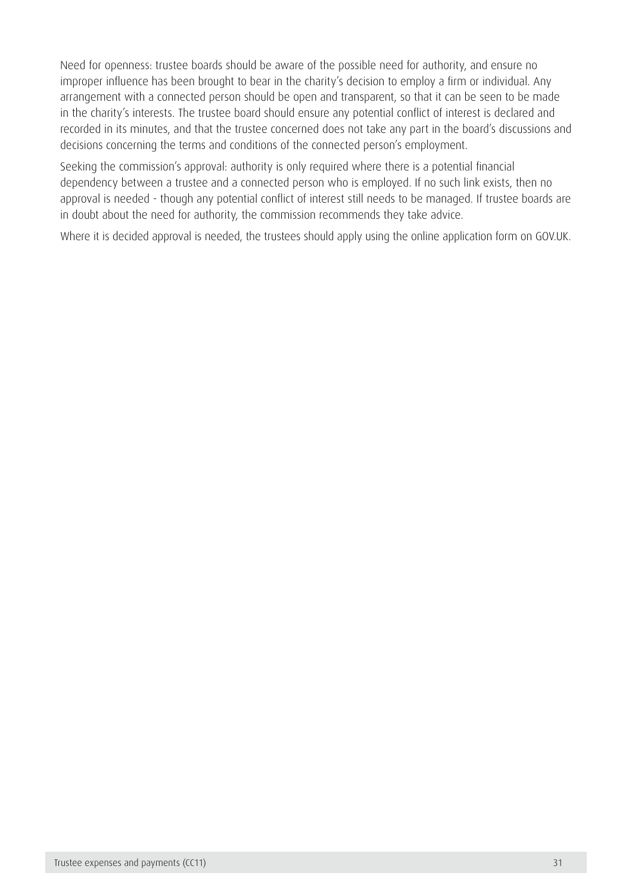Need for openness: trustee boards should be aware of the possible need for authority, and ensure no improper influence has been brought to bear in the charity's decision to employ a firm or individual. Any arrangement with a connected person should be open and transparent, so that it can be seen to be made in the charity's interests. The trustee board should ensure any potential conflict of interest is declared and recorded in its minutes, and that the trustee concerned does not take any part in the board's discussions and decisions concerning the terms and conditions of the connected person's employment.

Seeking the commission's approval: authority is only required where there is a potential financial dependency between a trustee and a connected person who is employed. If no such link exists, then no approval is needed - though any potential conflict of interest still needs to be managed. If trustee boards are in doubt about the need for authority, the commission recommends they take advice.

Where it is decided approval is needed, the trustees should apply using the online application form on GOV.UK.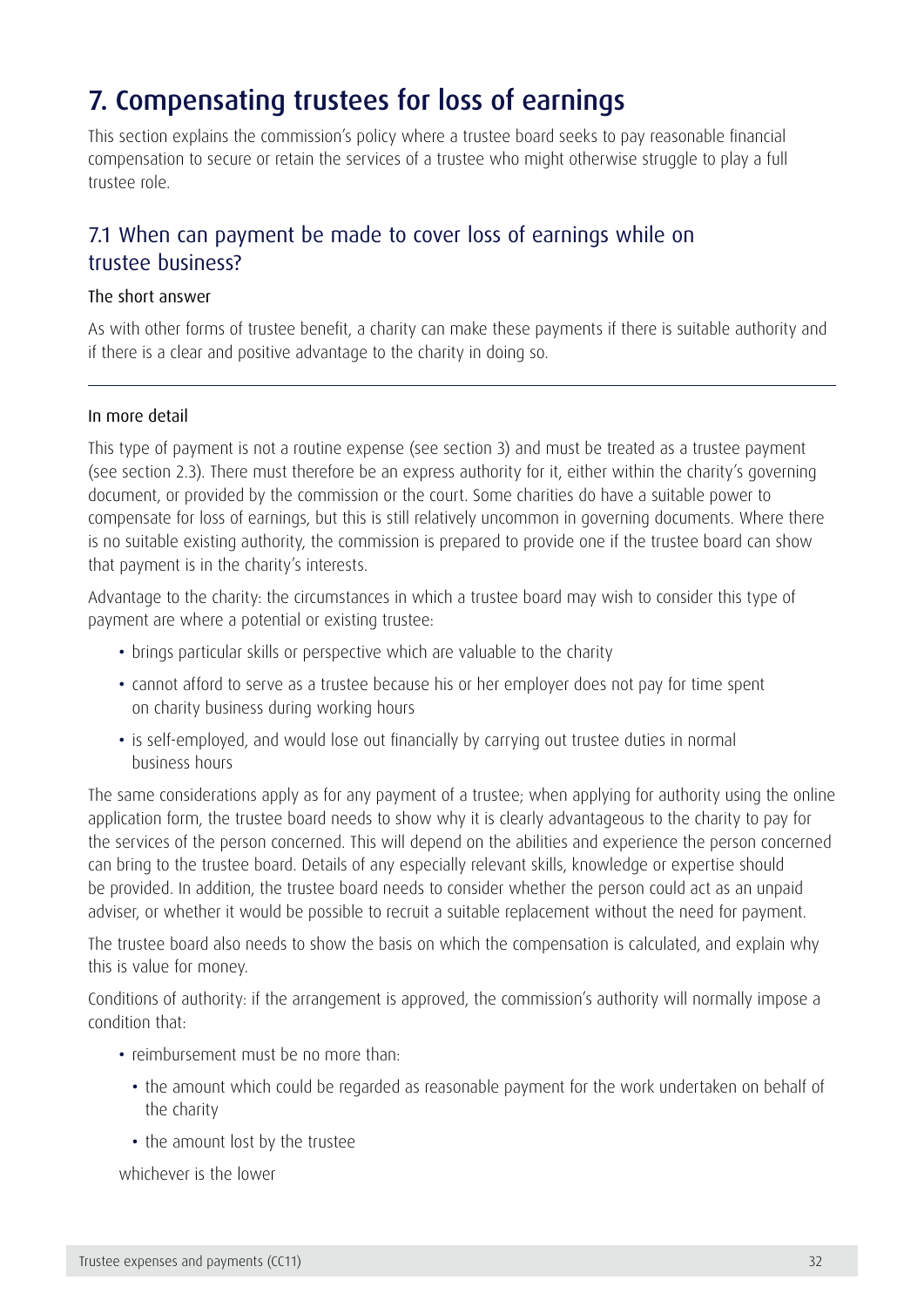# 7. Compensating trustees for loss of earnings

This section explains the commission's policy where a trustee board seeks to pay reasonable financial compensation to secure or retain the services of a trustee who might otherwise struggle to play a full trustee role.

## 7.1 When can payment be made to cover loss of earnings while on trustee business?

### The short answer

As with other forms of trustee benefit, a charity can make these payments if there is suitable authority and if there is a clear and positive advantage to the charity in doing so.

---

### In more detail

This type of payment is not a routine expense (see section 3) and must be treated as a trustee payment (see section 2.3). There must therefore be an express authority for it, either within the charity's governing document, or provided by the commission or the court. Some charities do have a suitable power to compensate for loss of earnings, but this is still relatively uncommon in governing documents. Where there is no suitable existing authority, the commission is prepared to provide one if the trustee board can show that payment is in the charity's interests.

Advantage to the charity: the circumstances in which a trustee board may wish to consider this type of payment are where a potential or existing trustee:

- brings particular skills or perspective which are valuable to the charity
- cannot afford to serve as a trustee because his or her employer does not pay for time spent on charity business during working hours
- is self-employed, and would lose out financially by carrying out trustee duties in normal business hours

The same considerations apply as for any payment of a trustee; when applying for authority using the online application form, the trustee board needs to show why it is clearly advantageous to the charity to pay for the services of the person concerned. This will depend on the abilities and experience the person concerned can bring to the trustee board. Details of any especially relevant skills, knowledge or expertise should be provided. In addition, the trustee board needs to consider whether the person could act as an unpaid adviser, or whether it would be possible to recruit a suitable replacement without the need for payment.

The trustee board also needs to show the basis on which the compensation is calculated, and explain why this is value for money.

Conditions of authority: if the arrangement is approved, the commission's authority will normally impose a condition that:

- reimbursement must be no more than:
  - the amount which could be regarded as reasonable payment for the work undertaken on behalf of the charity
  - the amount lost by the trustee

  whichever is the lower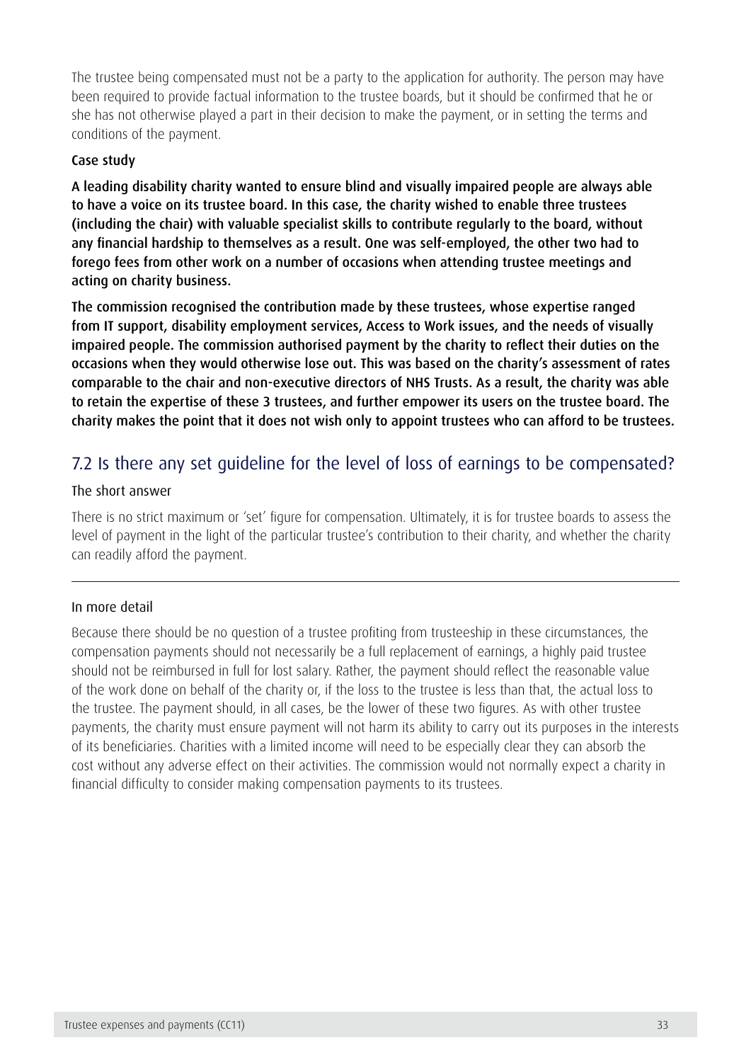The trustee being compensated must not be a party to the application for authority. The person may have been required to provide factual information to the trustee boards, but it should be confirmed that he or she has not otherwise played a part in their decision to make the payment, or in setting the terms and conditions of the payment.

### Case study

**A leading disability charity wanted to ensure blind and visually impaired people are always able to have a voice on its trustee board. In this case, the charity wished to enable three trustees (including the chair) with valuable specialist skills to contribute regularly to the board, without any financial hardship to themselves as a result. One was self-employed, the other two had to forego fees from other work on a number of occasions when attending trustee meetings and acting on charity business.**

**The commission recognised the contribution made by these trustees, whose expertise ranged from IT support, disability employment services, Access to Work issues, and the needs of visually impaired people. The commission authorised payment by the charity to reflect their duties on the occasions when they would otherwise lose out. This was based on the charity's assessment of rates comparable to the chair and non-executive directors of NHS Trusts. As a result, the charity was able to retain the expertise of these 3 trustees, and further empower its users on the trustee board. The charity makes the point that it does not wish only to appoint trustees who can afford to be trustees.**

## 7.2 Is there any set guideline for the level of loss of earnings to be compensated?

### The short answer

There is no strict maximum or 'set' figure for compensation. Ultimately, it is for trustee boards to assess the level of payment in the light of the particular trustee's contribution to their charity, and whether the charity can readily afford the payment.

---

### In more detail

Because there should be no question of a trustee profiting from trusteeship in these circumstances, the compensation payments should not necessarily be a full replacement of earnings, a highly paid trustee should not be reimbursed in full for lost salary. Rather, the payment should reflect the reasonable value of the work done on behalf of the charity or, if the loss to the trustee is less than that, the actual loss to the trustee. The payment should, in all cases, be the lower of these two figures. As with other trustee payments, the charity must ensure payment will not harm its ability to carry out its purposes in the interests of its beneficiaries. Charities with a limited income will need to be especially clear they can absorb the cost without any adverse effect on their activities. The commission would not normally expect a charity in financial difficulty to consider making compensation payments to its trustees.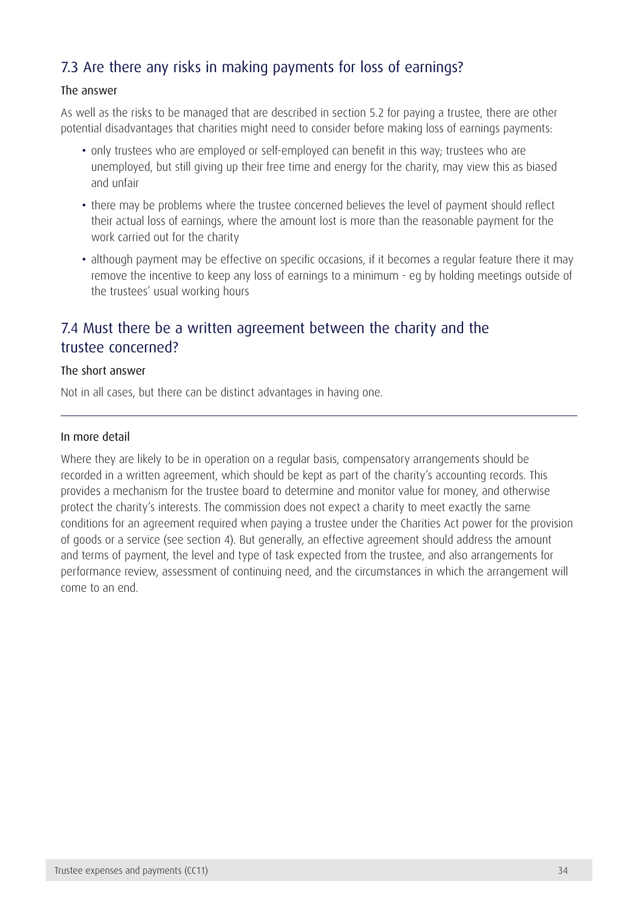## 7.3 Are there any risks in making payments for loss of earnings?

### The answer

As well as the risks to be managed that are described in section 5.2 for paying a trustee, there are other potential disadvantages that charities might need to consider before making loss of earnings payments:

- only trustees who are employed or self-employed can benefit in this way; trustees who are unemployed, but still giving up their free time and energy for the charity, may view this as biased and unfair
- there may be problems where the trustee concerned believes the level of payment should reflect their actual loss of earnings, where the amount lost is more than the reasonable payment for the work carried out for the charity
- although payment may be effective on specific occasions, if it becomes a regular feature there it may remove the incentive to keep any loss of earnings to a minimum - eg by holding meetings outside of the trustees' usual working hours

## 7.4 Must there be a written agreement between the charity and the trustee concerned?

### The short answer

Not in all cases, but there can be distinct advantages in having one.

---

### In more detail

Where they are likely to be in operation on a regular basis, compensatory arrangements should be recorded in a written agreement, which should be kept as part of the charity's accounting records. This provides a mechanism for the trustee board to determine and monitor value for money, and otherwise protect the charity's interests. The commission does not expect a charity to meet exactly the same conditions for an agreement required when paying a trustee under the Charities Act power for the provision of goods or a service (see section 4). But generally, an effective agreement should address the amount and terms of payment, the level and type of task expected from the trustee, and also arrangements for performance review, assessment of continuing need, and the circumstances in which the arrangement will come to an end.